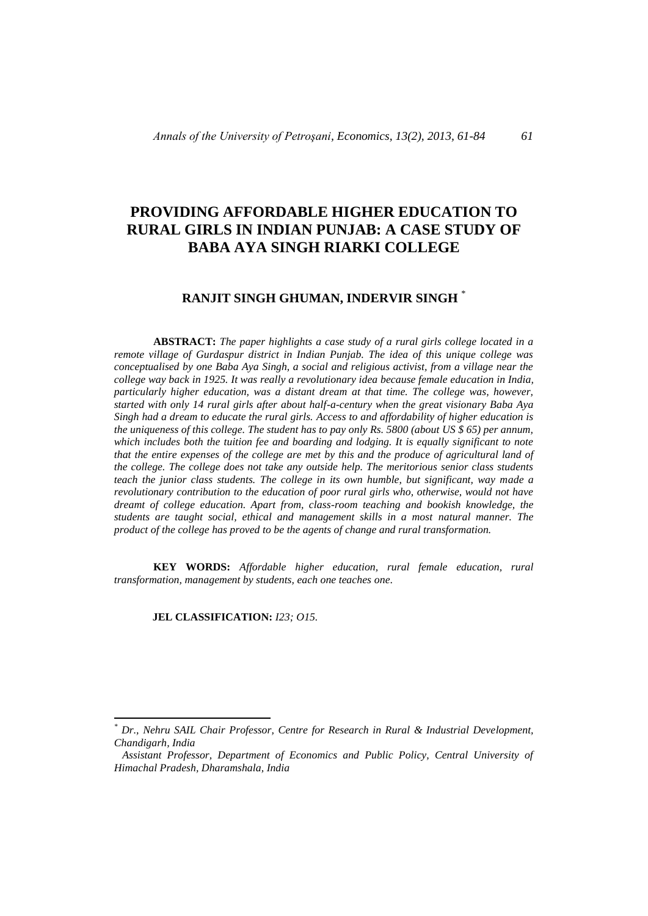# PROVIDING AFFORDABLE HIGHER EDUCATION TO RURAL GIRLS IN INDIAN PUNJAB: A CASE STUDY OF BABA AYA SINGH RIARKI COLLEGE

## RANJIT SINGH GHUMAN, INDERVIR SINGH [*]

**ABSTRACT:** *The paper highlights a case study of a rural girls college located in a remote village of Gurdaspur district in Indian Punjab. The idea of this unique college was conceptualised by one Baba Aya Singh, a social and religious activist, from a village near the college way back in 1925. It was really a revolutionary idea because female education in India, particularly higher education, was a distant dream at that time. The college was, however, started with only 14 rural girls after about half-a-century when the great visionary Baba Aya Singh had a dream to educate the rural girls. Access to and affordability of higher education is the uniqueness of this college. The student has to pay only Rs. 5800 (about US $ 65) per annum, which includes both the tuition fee and boarding and lodging. It is equally significant to note that the entire expenses of the college are met by this and the produce of agricultural land of the college. The college does not take any outside help. The meritorious senior class students teach the junior class students. The college in its own humble, but significant, way made a revolutionary contribution to the education of poor rural girls who, otherwise, would not have dreamt of college education. Apart from, class-room teaching and bookish knowledge, the students are taught social, ethical and management skills in a most natural manner. The product of the college has proved to be the agents of change and rural transformation.*

**KEY WORDS:** *Affordable higher education, rural female education, rural transformation, management by students, each one teaches one.*

**JEL CLASSIFICATION:** *I23; O15.*

---

[*] *Dr., Nehru SAIL Chair Professor, Centre for Research in Rural & Industrial Development, Chandigarh, India*

*Assistant Professor, Department of Economics and Public Policy, Central University of Himachal Pradesh, Dharamshala, India*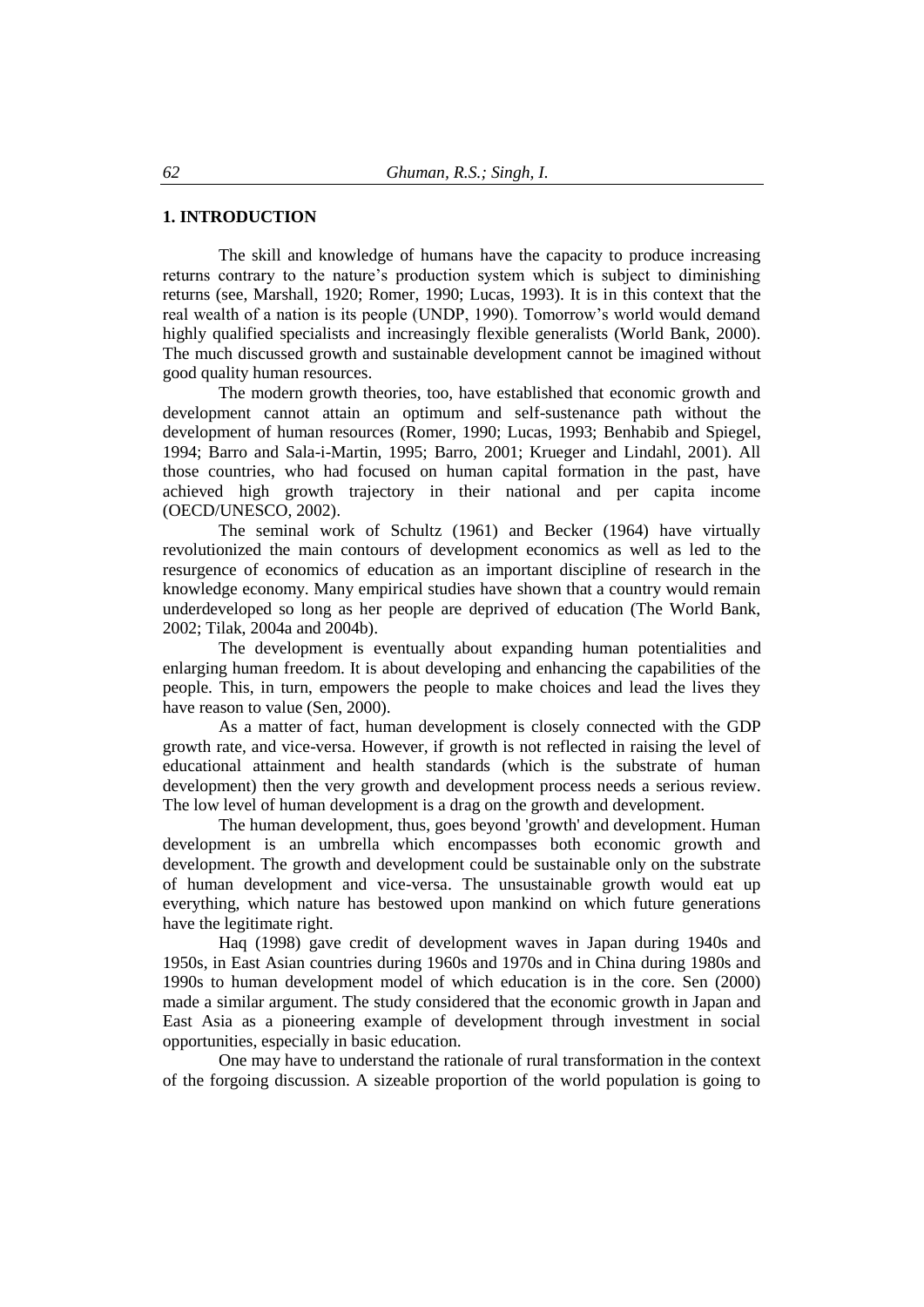## 1. INTRODUCTION

The skill and knowledge of humans have the capacity to produce increasing returns contrary to the nature's production system which is subject to diminishing returns (see, Marshall, 1920; Romer, 1990; Lucas, 1993). It is in this context that the real wealth of a nation is its people (UNDP, 1990). Tomorrow's world would demand highly qualified specialists and increasingly flexible generalists (World Bank, 2000). The much discussed growth and sustainable development cannot be imagined without good quality human resources.

The modern growth theories, too, have established that economic growth and development cannot attain an optimum and self-sustenance path without the development of human resources (Romer, 1990; Lucas, 1993; Benhabib and Spiegel, 1994; Barro and Sala-i-Martin, 1995; Barro, 2001; Krueger and Lindahl, 2001). All those countries, who had focused on human capital formation in the past, have achieved high growth trajectory in their national and per capita income (OECD/UNESCO, 2002).

The seminal work of Schultz (1961) and Becker (1964) have virtually revolutionized the main contours of development economics as well as led to the resurgence of economics of education as an important discipline of research in the knowledge economy. Many empirical studies have shown that a country would remain underdeveloped so long as her people are deprived of education (The World Bank, 2002; Tilak, 2004a and 2004b).

The development is eventually about expanding human potentialities and enlarging human freedom. It is about developing and enhancing the capabilities of the people. This, in turn, empowers the people to make choices and lead the lives they have reason to value (Sen, 2000).

As a matter of fact, human development is closely connected with the GDP growth rate, and vice-versa. However, if growth is not reflected in raising the level of educational attainment and health standards (which is the substrate of human development) then the very growth and development process needs a serious review. The low level of human development is a drag on the growth and development.

The human development, thus, goes beyond 'growth' and development. Human development is an umbrella which encompasses both economic growth and development. The growth and development could be sustainable only on the substrate of human development and vice-versa. The unsustainable growth would eat up everything, which nature has bestowed upon mankind on which future generations have the legitimate right.

Haq (1998) gave credit of development waves in Japan during 1940s and 1950s, in East Asian countries during 1960s and 1970s and in China during 1980s and 1990s to human development model of which education is in the core. Sen (2000) made a similar argument. The study considered that the economic growth in Japan and East Asia as a pioneering example of development through investment in social opportunities, especially in basic education.

One may have to understand the rationale of rural transformation in the context of the forgoing discussion. A sizeable proportion of the world population is going to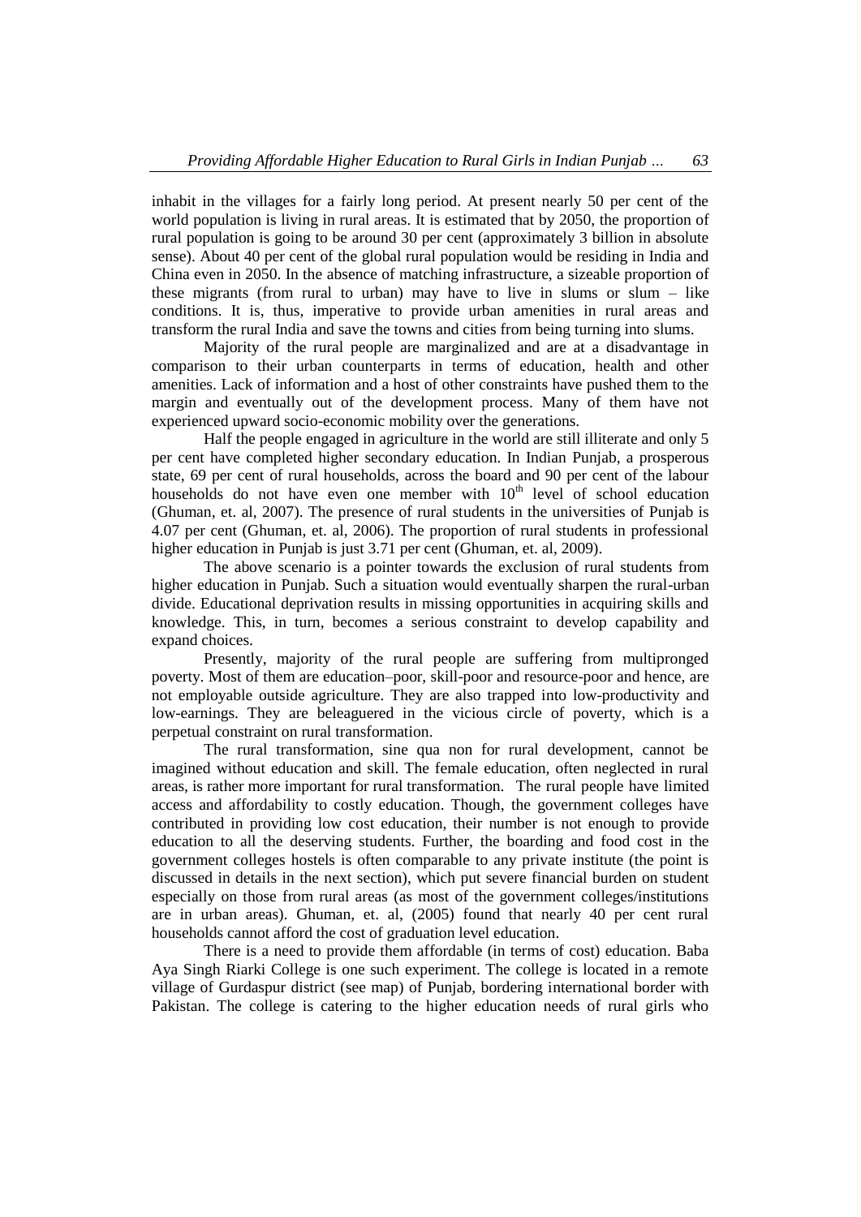inhabit in the villages for a fairly long period. At present nearly 50 per cent of the world population is living in rural areas. It is estimated that by 2050, the proportion of rural population is going to be around 30 per cent (approximately 3 billion in absolute sense). About 40 per cent of the global rural population would be residing in India and China even in 2050. In the absence of matching infrastructure, a sizeable proportion of these migrants (from rural to urban) may have to live in slums or slum – like conditions. It is, thus, imperative to provide urban amenities in rural areas and transform the rural India and save the towns and cities from being turning into slums.

Majority of the rural people are marginalized and are at a disadvantage in comparison to their urban counterparts in terms of education, health and other amenities. Lack of information and a host of other constraints have pushed them to the margin and eventually out of the development process. Many of them have not experienced upward socio-economic mobility over the generations.

Half the people engaged in agriculture in the world are still illiterate and only 5 per cent have completed higher secondary education. In Indian Punjab, a prosperous state, 69 per cent of rural households, across the board and 90 per cent of the labour households do not have even one member with 10$^{th}$ level of school education (Ghuman, et. al, 2007). The presence of rural students in the universities of Punjab is 4.07 per cent (Ghuman, et. al, 2006). The proportion of rural students in professional higher education in Punjab is just 3.71 per cent (Ghuman, et. al, 2009).

The above scenario is a pointer towards the exclusion of rural students from higher education in Punjab. Such a situation would eventually sharpen the rural-urban divide. Educational deprivation results in missing opportunities in acquiring skills and knowledge. This, in turn, becomes a serious constraint to develop capability and expand choices.

Presently, majority of the rural people are suffering from multipronged poverty. Most of them are education–poor, skill-poor and resource-poor and hence, are not employable outside agriculture. They are also trapped into low-productivity and low-earnings. They are beleaguered in the vicious circle of poverty, which is a perpetual constraint on rural transformation.

The rural transformation, sine qua non for rural development, cannot be imagined without education and skill. The female education, often neglected in rural areas, is rather more important for rural transformation. The rural people have limited access and affordability to costly education. Though, the government colleges have contributed in providing low cost education, their number is not enough to provide education to all the deserving students. Further, the boarding and food cost in the government colleges hostels is often comparable to any private institute (the point is discussed in details in the next section), which put severe financial burden on student especially on those from rural areas (as most of the government colleges/institutions are in urban areas). Ghuman, et. al, (2005) found that nearly 40 per cent rural households cannot afford the cost of graduation level education.

There is a need to provide them affordable (in terms of cost) education. Baba Aya Singh Riarki College is one such experiment. The college is located in a remote village of Gurdaspur district (see map) of Punjab, bordering international border with Pakistan. The college is catering to the higher education needs of rural girls who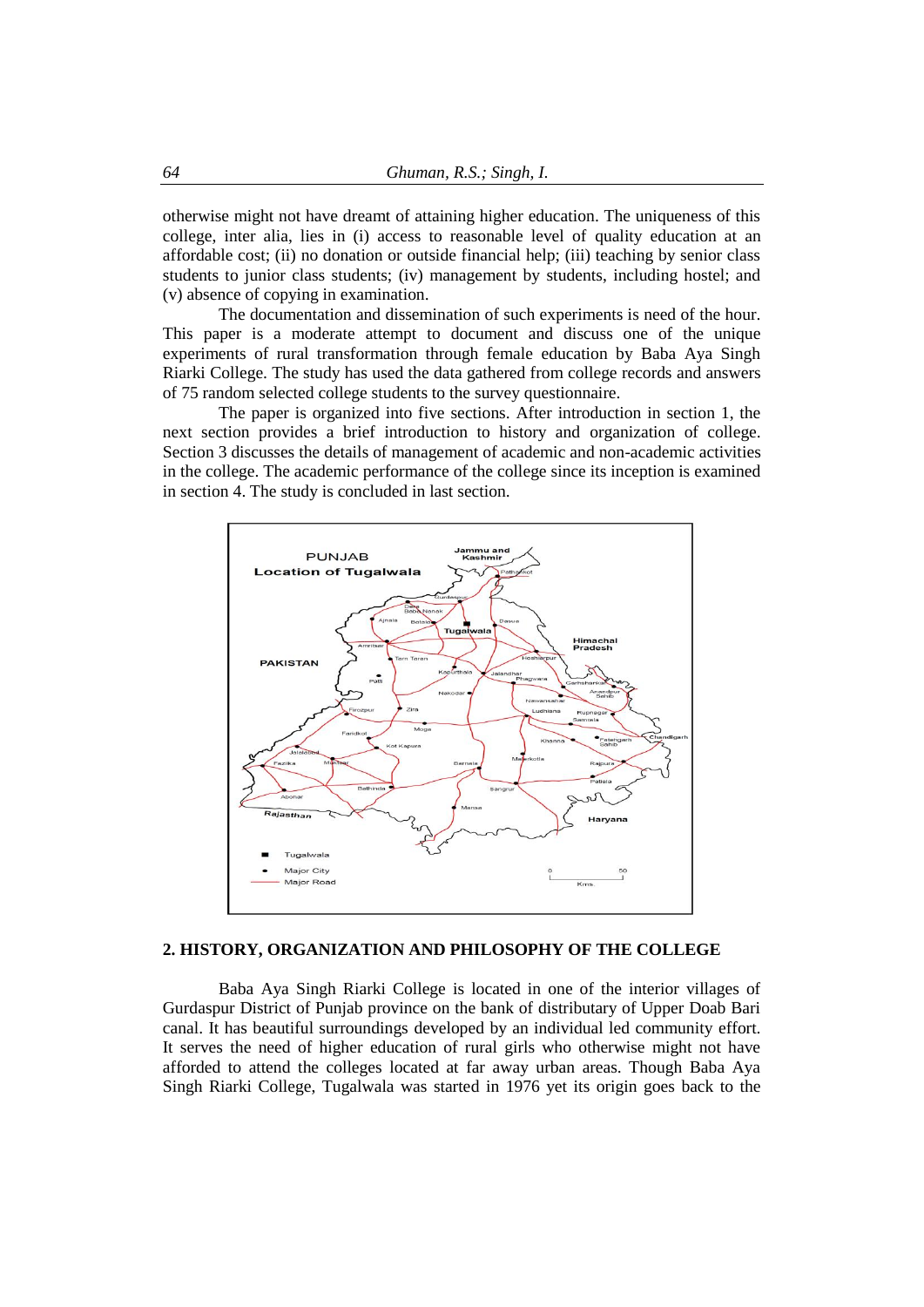otherwise might not have dreamt of attaining higher education. The uniqueness of this college, inter alia, lies in (i) access to reasonable level of quality education at an affordable cost; (ii) no donation or outside financial help; (iii) teaching by senior class students to junior class students; (iv) management by students, including hostel; and (v) absence of copying in examination.

The documentation and dissemination of such experiments is need of the hour. This paper is a moderate attempt to document and discuss one of the unique experiments of rural transformation through female education by Baba Aya Singh Riarki College. The study has used the data gathered from college records and answers of 75 random selected college students to the survey questionnaire.

The paper is organized into five sections. After introduction in section 1, the next section provides a brief introduction to history and organization of college. Section 3 discusses the details of management of academic and non-academic activities in the college. The academic performance of the college since its inception is examined in section 4. The study is concluded in last section.

## 2. HISTORY, ORGANIZATION AND PHILOSOPHY OF THE COLLEGE

Baba Aya Singh Riarki College is located in one of the interior villages of Gurdaspur District of Punjab province on the bank of distributary of Upper Doab Bari canal. It has beautiful surroundings developed by an individual led community effort. It serves the need of higher education of rural girls who otherwise might not have afforded to attend the colleges located at far away urban areas. Though Baba Aya Singh Riarki College, Tugalwala was started in 1976 yet its origin goes back to the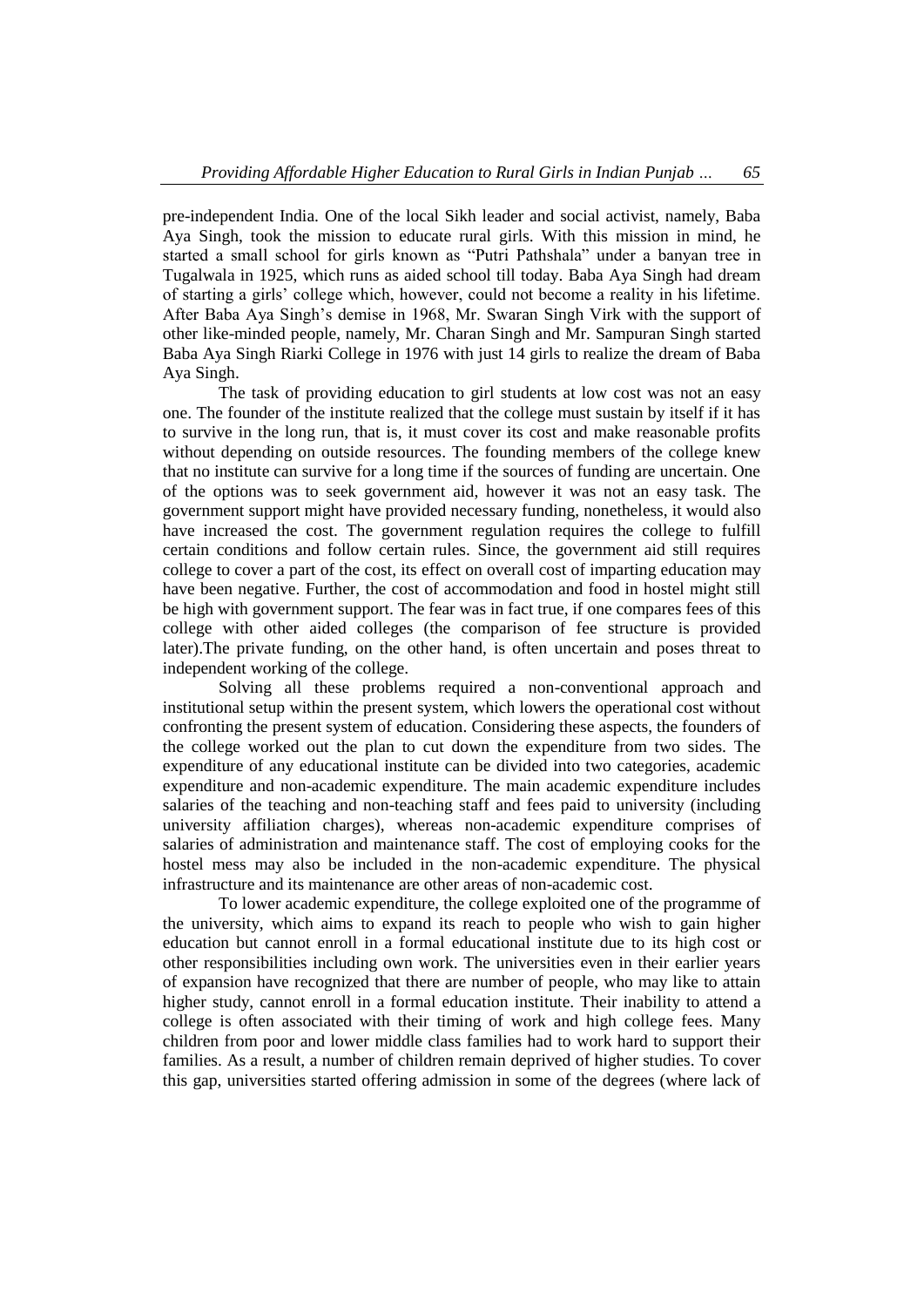pre-independent India. One of the local Sikh leader and social activist, namely, Baba Aya Singh, took the mission to educate rural girls. With this mission in mind, he started a small school for girls known as "Putri Pathshala" under a banyan tree in Tugalwala in 1925, which runs as aided school till today. Baba Aya Singh had dream of starting a girls' college which, however, could not become a reality in his lifetime. After Baba Aya Singh's demise in 1968, Mr. Swaran Singh Virk with the support of other like-minded people, namely, Mr. Charan Singh and Mr. Sampuran Singh started Baba Aya Singh Riarki College in 1976 with just 14 girls to realize the dream of Baba Aya Singh.

The task of providing education to girl students at low cost was not an easy one. The founder of the institute realized that the college must sustain by itself if it has to survive in the long run, that is, it must cover its cost and make reasonable profits without depending on outside resources. The founding members of the college knew that no institute can survive for a long time if the sources of funding are uncertain. One of the options was to seek government aid, however it was not an easy task. The government support might have provided necessary funding, nonetheless, it would also have increased the cost. The government regulation requires the college to fulfill certain conditions and follow certain rules. Since, the government aid still requires college to cover a part of the cost, its effect on overall cost of imparting education may have been negative. Further, the cost of accommodation and food in hostel might still be high with government support. The fear was in fact true, if one compares fees of this college with other aided colleges (the comparison of fee structure is provided later).The private funding, on the other hand, is often uncertain and poses threat to independent working of the college.

Solving all these problems required a non-conventional approach and institutional setup within the present system, which lowers the operational cost without confronting the present system of education. Considering these aspects, the founders of the college worked out the plan to cut down the expenditure from two sides. The expenditure of any educational institute can be divided into two categories, academic expenditure and non-academic expenditure. The main academic expenditure includes salaries of the teaching and non-teaching staff and fees paid to university (including university affiliation charges), whereas non-academic expenditure comprises of salaries of administration and maintenance staff. The cost of employing cooks for the hostel mess may also be included in the non-academic expenditure. The physical infrastructure and its maintenance are other areas of non-academic cost.

To lower academic expenditure, the college exploited one of the programme of the university, which aims to expand its reach to people who wish to gain higher education but cannot enroll in a formal educational institute due to its high cost or other responsibilities including own work. The universities even in their earlier years of expansion have recognized that there are number of people, who may like to attain higher study, cannot enroll in a formal education institute. Their inability to attend a college is often associated with their timing of work and high college fees. Many children from poor and lower middle class families had to work hard to support their families. As a result, a number of children remain deprived of higher studies. To cover this gap, universities started offering admission in some of the degrees (where lack of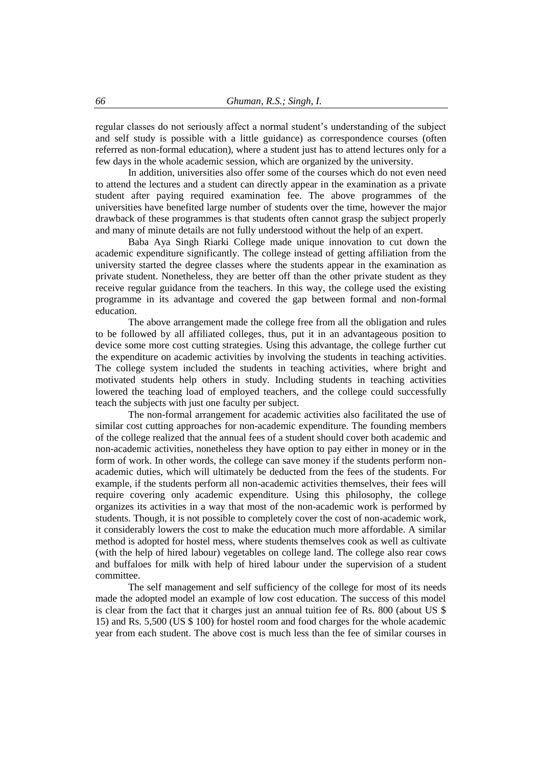regular classes do not seriously affect a normal student's understanding of the subject and self study is possible with a little guidance) as correspondence courses (often referred as non-formal education), where a student just has to attend lectures only for a few days in the whole academic session, which are organized by the university.

In addition, universities also offer some of the courses which do not even need to attend the lectures and a student can directly appear in the examination as a private student after paying required examination fee. The above programmes of the universities have benefited large number of students over the time, however the major drawback of these programmes is that students often cannot grasp the subject properly and many of minute details are not fully understood without the help of an expert.

Baba Aya Singh Riarki College made unique innovation to cut down the academic expenditure significantly. The college instead of getting affiliation from the university started the degree classes where the students appear in the examination as private student. Nonetheless, they are better off than the other private student as they receive regular guidance from the teachers. In this way, the college used the existing programme in its advantage and covered the gap between formal and non-formal education.

The above arrangement made the college free from all the obligation and rules to be followed by all affiliated colleges, thus, put it in an advantageous position to device some more cost cutting strategies. Using this advantage, the college further cut the expenditure on academic activities by involving the students in teaching activities. The college system included the students in teaching activities, where bright and motivated students help others in study. Including students in teaching activities lowered the teaching load of employed teachers, and the college could successfully teach the subjects with just one faculty per subject.

The non-formal arrangement for academic activities also facilitated the use of similar cost cutting approaches for non-academic expenditure. The founding members of the college realized that the annual fees of a student should cover both academic and non-academic activities, nonetheless they have option to pay either in money or in the form of work. In other words, the college can save money if the students perform non-academic duties, which will ultimately be deducted from the fees of the students. For example, if the students perform all non-academic activities themselves, their fees will require covering only academic expenditure. Using this philosophy, the college organizes its activities in a way that most of the non-academic work is performed by students. Though, it is not possible to completely cover the cost of non-academic work, it considerably lowers the cost to make the education much more affordable. A similar method is adopted for hostel mess, where students themselves cook as well as cultivate (with the help of hired labour) vegetables on college land. The college also rear cows and buffaloes for milk with help of hired labour under the supervision of a student committee.

The self management and self sufficiency of the college for most of its needs made the adopted model an example of low cost education. The success of this model is clear from the fact that it charges just an annual tuition fee of Rs. 800 (about US $ 15) and Rs. 5,500 (US $ 100) for hostel room and food charges for the whole academic year from each student. The above cost is much less than the fee of similar courses in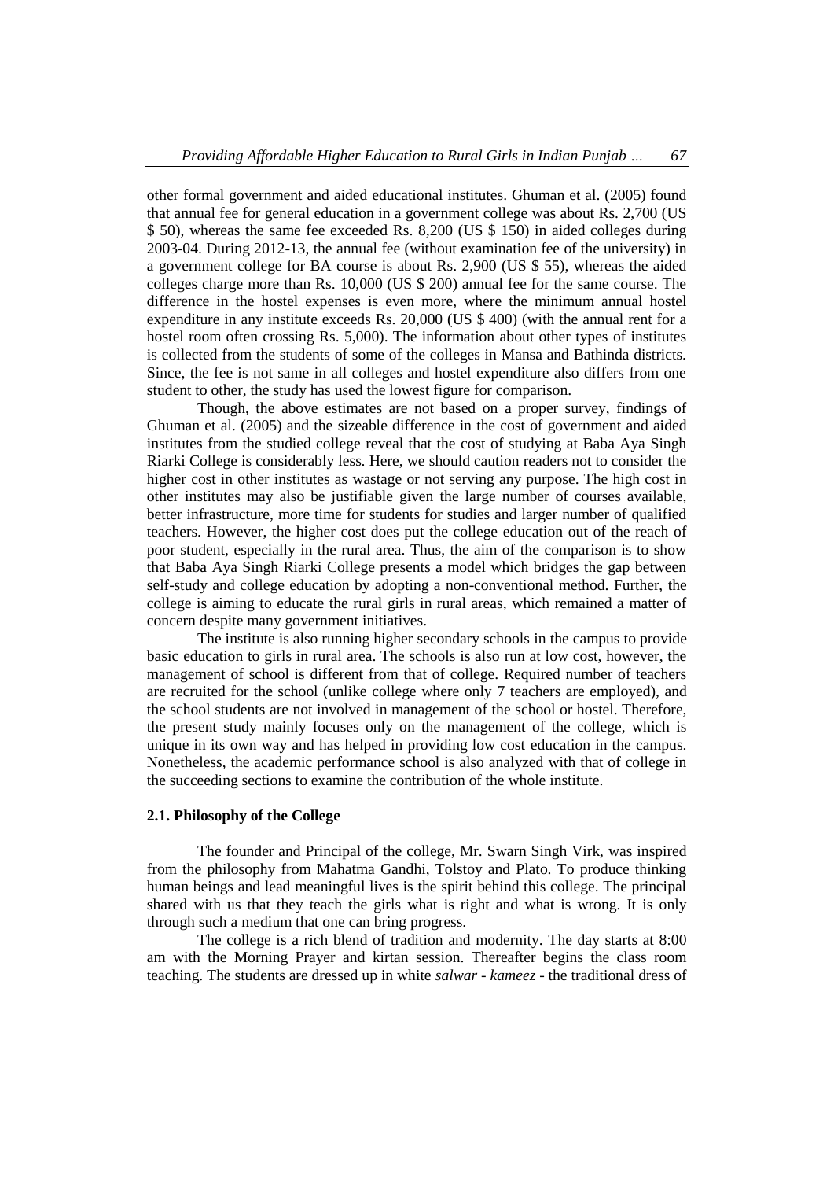other formal government and aided educational institutes. Ghuman et al. (2005) found that annual fee for general education in a government college was about Rs. 2,700 (US $ 50), whereas the same fee exceeded Rs. 8,200 (US $ 150) in aided colleges during 2003-04. During 2012-13, the annual fee (without examination fee of the university) in a government college for BA course is about Rs. 2,900 (US $ 55), whereas the aided colleges charge more than Rs. 10,000 (US $ 200) annual fee for the same course. The difference in the hostel expenses is even more, where the minimum annual hostel expenditure in any institute exceeds Rs. 20,000 (US $ 400) (with the annual rent for a hostel room often crossing Rs. 5,000). The information about other types of institutes is collected from the students of some of the colleges in Mansa and Bathinda districts. Since, the fee is not same in all colleges and hostel expenditure also differs from one student to other, the study has used the lowest figure for comparison.

Though, the above estimates are not based on a proper survey, findings of Ghuman et al. (2005) and the sizeable difference in the cost of government and aided institutes from the studied college reveal that the cost of studying at Baba Aya Singh Riarki College is considerably less. Here, we should caution readers not to consider the higher cost in other institutes as wastage or not serving any purpose. The high cost in other institutes may also be justifiable given the large number of courses available, better infrastructure, more time for students for studies and larger number of qualified teachers. However, the higher cost does put the college education out of the reach of poor student, especially in the rural area. Thus, the aim of the comparison is to show that Baba Aya Singh Riarki College presents a model which bridges the gap between self-study and college education by adopting a non-conventional method. Further, the college is aiming to educate the rural girls in rural areas, which remained a matter of concern despite many government initiatives.

The institute is also running higher secondary schools in the campus to provide basic education to girls in rural area. The schools is also run at low cost, however, the management of school is different from that of college. Required number of teachers are recruited for the school (unlike college where only 7 teachers are employed), and the school students are not involved in management of the school or hostel. Therefore, the present study mainly focuses only on the management of the college, which is unique in its own way and has helped in providing low cost education in the campus. Nonetheless, the academic performance school is also analyzed with that of college in the succeeding sections to examine the contribution of the whole institute.

### 2.1. Philosophy of the College

The founder and Principal of the college, Mr. Swarn Singh Virk, was inspired from the philosophy from Mahatma Gandhi, Tolstoy and Plato. To produce thinking human beings and lead meaningful lives is the spirit behind this college. The principal shared with us that they teach the girls what is right and what is wrong. It is only through such a medium that one can bring progress.

The college is a rich blend of tradition and modernity. The day starts at 8:00 am with the Morning Prayer and kirtan session. Thereafter begins the class room teaching. The students are dressed up in white *salwar - kameez* - the traditional dress of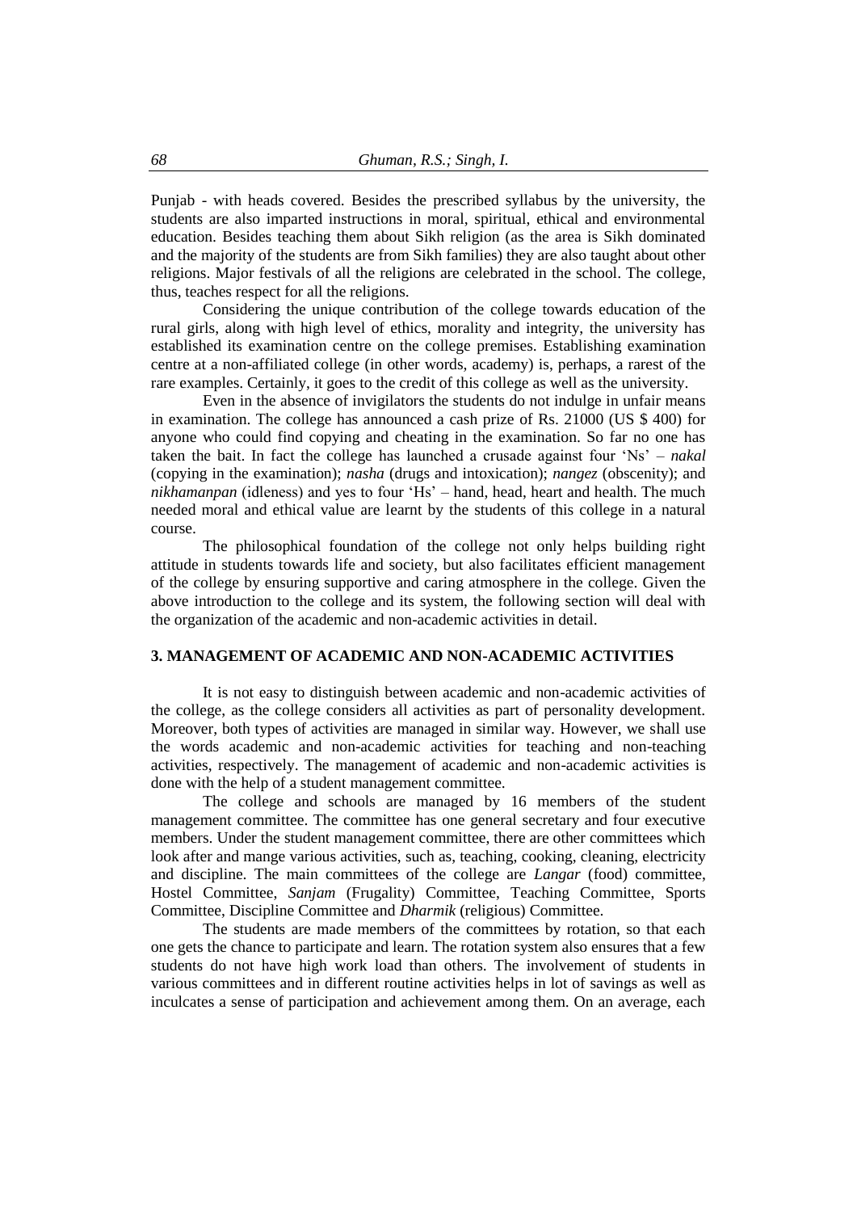Punjab - with heads covered. Besides the prescribed syllabus by the university, the students are also imparted instructions in moral, spiritual, ethical and environmental education. Besides teaching them about Sikh religion (as the area is Sikh dominated and the majority of the students are from Sikh families) they are also taught about other religions. Major festivals of all the religions are celebrated in the school. The college, thus, teaches respect for all the religions.

Considering the unique contribution of the college towards education of the rural girls, along with high level of ethics, morality and integrity, the university has established its examination centre on the college premises. Establishing examination centre at a non-affiliated college (in other words, academy) is, perhaps, a rarest of the rare examples. Certainly, it goes to the credit of this college as well as the university.

Even in the absence of invigilators the students do not indulge in unfair means in examination. The college has announced a cash prize of Rs. 21000 (US $ 400) for anyone who could find copying and cheating in the examination. So far no one has taken the bait. In fact the college has launched a crusade against four 'Ns' – *nakal* (copying in the examination); *nasha* (drugs and intoxication); *nangez* (obscenity); and *nikhamanpan* (idleness) and yes to four 'Hs' – hand, head, heart and health. The much needed moral and ethical value are learnt by the students of this college in a natural course.

The philosophical foundation of the college not only helps building right attitude in students towards life and society, but also facilitates efficient management of the college by ensuring supportive and caring atmosphere in the college. Given the above introduction to the college and its system, the following section will deal with the organization of the academic and non-academic activities in detail.

## 3. MANAGEMENT OF ACADEMIC AND NON-ACADEMIC ACTIVITIES

It is not easy to distinguish between academic and non-academic activities of the college, as the college considers all activities as part of personality development. Moreover, both types of activities are managed in similar way. However, we shall use the words academic and non-academic activities for teaching and non-teaching activities, respectively. The management of academic and non-academic activities is done with the help of a student management committee.

The college and schools are managed by 16 members of the student management committee. The committee has one general secretary and four executive members. Under the student management committee, there are other committees which look after and mange various activities, such as, teaching, cooking, cleaning, electricity and discipline. The main committees of the college are *Langar* (food) committee, Hostel Committee, *Sanjam* (Frugality) Committee, Teaching Committee, Sports Committee, Discipline Committee and *Dharmik* (religious) Committee.

The students are made members of the committees by rotation, so that each one gets the chance to participate and learn. The rotation system also ensures that a few students do not have high work load than others. The involvement of students in various committees and in different routine activities helps in lot of savings as well as inculcates a sense of participation and achievement among them. On an average, each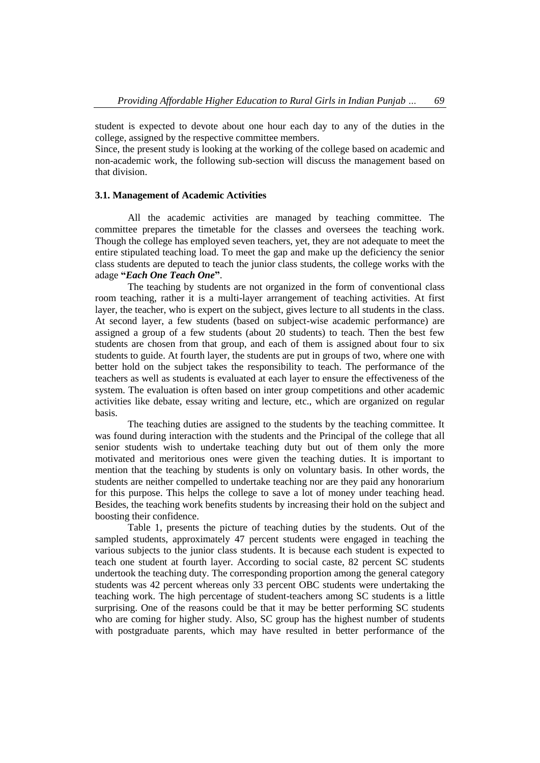student is expected to devote about one hour each day to any of the duties in the college, assigned by the respective committee members.

Since, the present study is looking at the working of the college based on academic and non-academic work, the following sub-section will discuss the management based on that division.

### 3.1. Management of Academic Activities

All the academic activities are managed by teaching committee. The committee prepares the timetable for the classes and oversees the teaching work. Though the college has employed seven teachers, yet, they are not adequate to meet the entire stipulated teaching load. To meet the gap and make up the deficiency the senior class students are deputed to teach the junior class students, the college works with the adage **"*Each One Teach One*"**.

The teaching by students are not organized in the form of conventional class room teaching, rather it is a multi-layer arrangement of teaching activities. At first layer, the teacher, who is expert on the subject, gives lecture to all students in the class. At second layer, a few students (based on subject-wise academic performance) are assigned a group of a few students (about 20 students) to teach. Then the best few students are chosen from that group, and each of them is assigned about four to six students to guide. At fourth layer, the students are put in groups of two, where one with better hold on the subject takes the responsibility to teach. The performance of the teachers as well as students is evaluated at each layer to ensure the effectiveness of the system. The evaluation is often based on inter group competitions and other academic activities like debate, essay writing and lecture, etc., which are organized on regular basis.

The teaching duties are assigned to the students by the teaching committee. It was found during interaction with the students and the Principal of the college that all senior students wish to undertake teaching duty but out of them only the more motivated and meritorious ones were given the teaching duties. It is important to mention that the teaching by students is only on voluntary basis. In other words, the students are neither compelled to undertake teaching nor are they paid any honorarium for this purpose. This helps the college to save a lot of money under teaching head. Besides, the teaching work benefits students by increasing their hold on the subject and boosting their confidence.

Table 1, presents the picture of teaching duties by the students. Out of the sampled students, approximately 47 percent students were engaged in teaching the various subjects to the junior class students. It is because each student is expected to teach one student at fourth layer. According to social caste, 82 percent SC students undertook the teaching duty. The corresponding proportion among the general category students was 42 percent whereas only 33 percent OBC students were undertaking the teaching work. The high percentage of student-teachers among SC students is a little surprising. One of the reasons could be that it may be better performing SC students who are coming for higher study. Also, SC group has the highest number of students with postgraduate parents, which may have resulted in better performance of the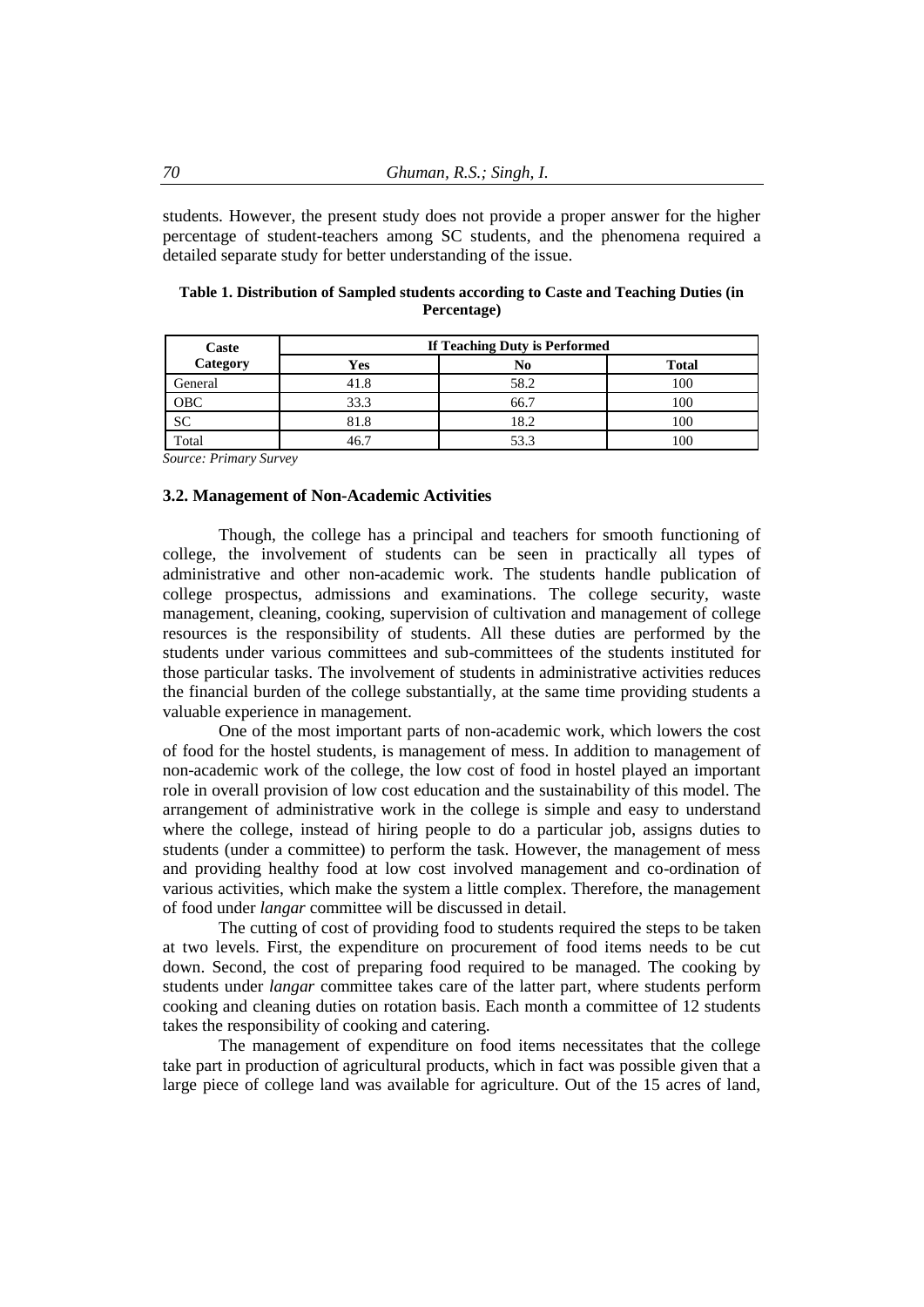students. However, the present study does not provide a proper answer for the higher percentage of student-teachers among SC students, and the phenomena required a detailed separate study for better understanding of the issue.

**Table 1. Distribution of Sampled students according to Caste and Teaching Duties (in Percentage)**

| Caste Category | If Teaching Duty is Performed | | |
|---|---|---|---|
| | Yes | No | Total |
| General | 41.8 | 58.2 | 100 |
| OBC | 33.3 | 66.7 | 100 |
| SC | 81.8 | 18.2 | 100 |
| Total | 46.7 | 53.3 | 100 |

*Source: Primary Survey*

### 3.2. Management of Non-Academic Activities

Though, the college has a principal and teachers for smooth functioning of college, the involvement of students can be seen in practically all types of administrative and other non-academic work. The students handle publication of college prospectus, admissions and examinations. The college security, waste management, cleaning, cooking, supervision of cultivation and management of college resources is the responsibility of students. All these duties are performed by the students under various committees and sub-committees of the students instituted for those particular tasks. The involvement of students in administrative activities reduces the financial burden of the college substantially, at the same time providing students a valuable experience in management.

One of the most important parts of non-academic work, which lowers the cost of food for the hostel students, is management of mess. In addition to management of non-academic work of the college, the low cost of food in hostel played an important role in overall provision of low cost education and the sustainability of this model. The arrangement of administrative work in the college is simple and easy to understand where the college, instead of hiring people to do a particular job, assigns duties to students (under a committee) to perform the task. However, the management of mess and providing healthy food at low cost involved management and co-ordination of various activities, which make the system a little complex. Therefore, the management of food under *langar* committee will be discussed in detail.

The cutting of cost of providing food to students required the steps to be taken at two levels. First, the expenditure on procurement of food items needs to be cut down. Second, the cost of preparing food required to be managed. The cooking by students under *langar* committee takes care of the latter part, where students perform cooking and cleaning duties on rotation basis. Each month a committee of 12 students takes the responsibility of cooking and catering.

The management of expenditure on food items necessitates that the college take part in production of agricultural products, which in fact was possible given that a large piece of college land was available for agriculture. Out of the 15 acres of land,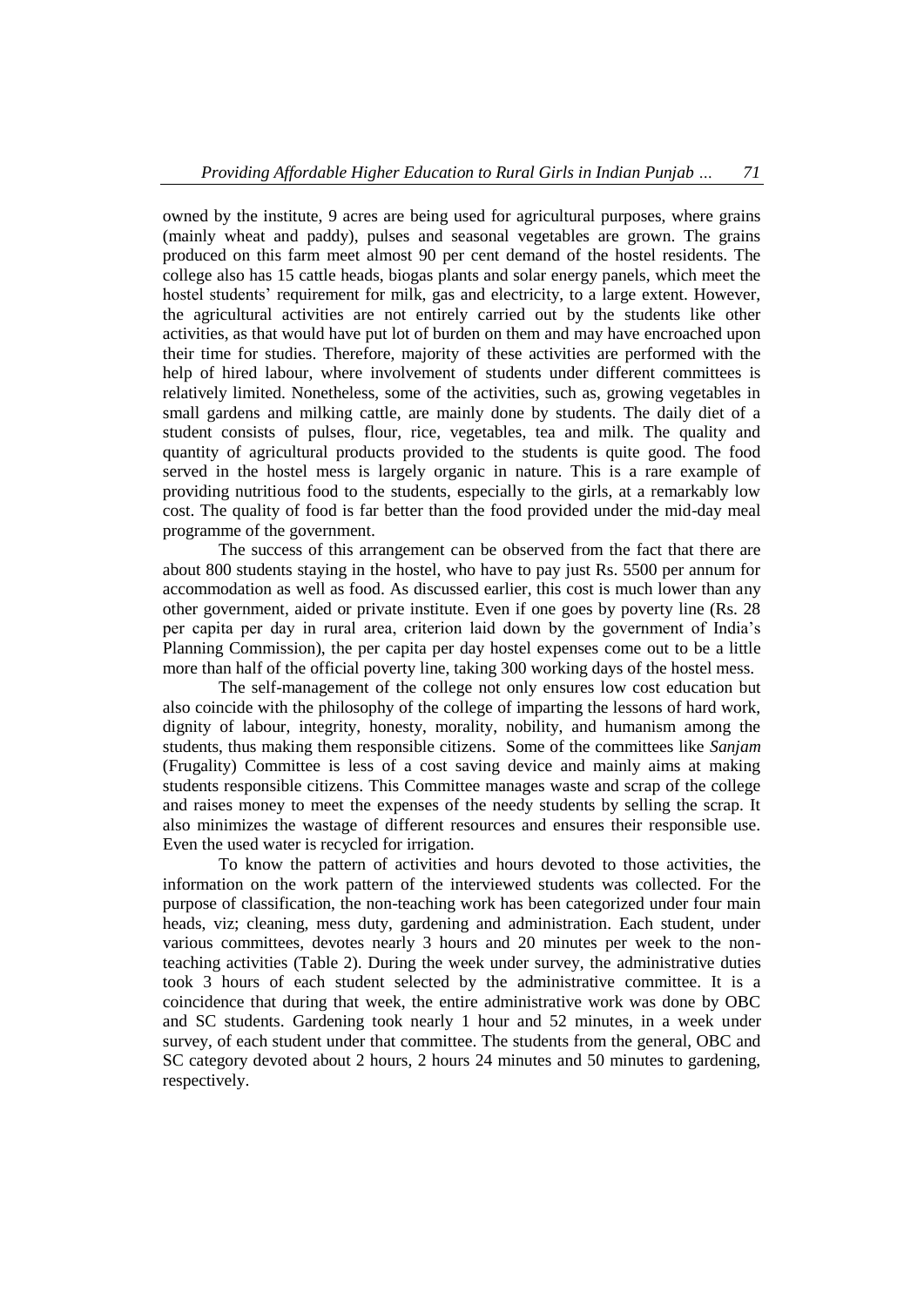owned by the institute, 9 acres are being used for agricultural purposes, where grains (mainly wheat and paddy), pulses and seasonal vegetables are grown. The grains produced on this farm meet almost 90 per cent demand of the hostel residents. The college also has 15 cattle heads, biogas plants and solar energy panels, which meet the hostel students' requirement for milk, gas and electricity, to a large extent. However, the agricultural activities are not entirely carried out by the students like other activities, as that would have put lot of burden on them and may have encroached upon their time for studies. Therefore, majority of these activities are performed with the help of hired labour, where involvement of students under different committees is relatively limited. Nonetheless, some of the activities, such as, growing vegetables in small gardens and milking cattle, are mainly done by students. The daily diet of a student consists of pulses, flour, rice, vegetables, tea and milk. The quality and quantity of agricultural products provided to the students is quite good. The food served in the hostel mess is largely organic in nature. This is a rare example of providing nutritious food to the students, especially to the girls, at a remarkably low cost. The quality of food is far better than the food provided under the mid-day meal programme of the government.

The success of this arrangement can be observed from the fact that there are about 800 students staying in the hostel, who have to pay just Rs. 5500 per annum for accommodation as well as food. As discussed earlier, this cost is much lower than any other government, aided or private institute. Even if one goes by poverty line (Rs. 28 per capita per day in rural area, criterion laid down by the government of India's Planning Commission), the per capita per day hostel expenses come out to be a little more than half of the official poverty line, taking 300 working days of the hostel mess.

The self-management of the college not only ensures low cost education but also coincide with the philosophy of the college of imparting the lessons of hard work, dignity of labour, integrity, honesty, morality, nobility, and humanism among the students, thus making them responsible citizens. Some of the committees like *Sanjam* (Frugality) Committee is less of a cost saving device and mainly aims at making students responsible citizens. This Committee manages waste and scrap of the college and raises money to meet the expenses of the needy students by selling the scrap. It also minimizes the wastage of different resources and ensures their responsible use. Even the used water is recycled for irrigation.

To know the pattern of activities and hours devoted to those activities, the information on the work pattern of the interviewed students was collected. For the purpose of classification, the non-teaching work has been categorized under four main heads, viz; cleaning, mess duty, gardening and administration. Each student, under various committees, devotes nearly 3 hours and 20 minutes per week to the non-teaching activities (Table 2). During the week under survey, the administrative duties took 3 hours of each student selected by the administrative committee. It is a coincidence that during that week, the entire administrative work was done by OBC and SC students. Gardening took nearly 1 hour and 52 minutes, in a week under survey, of each student under that committee. The students from the general, OBC and SC category devoted about 2 hours, 2 hours 24 minutes and 50 minutes to gardening, respectively.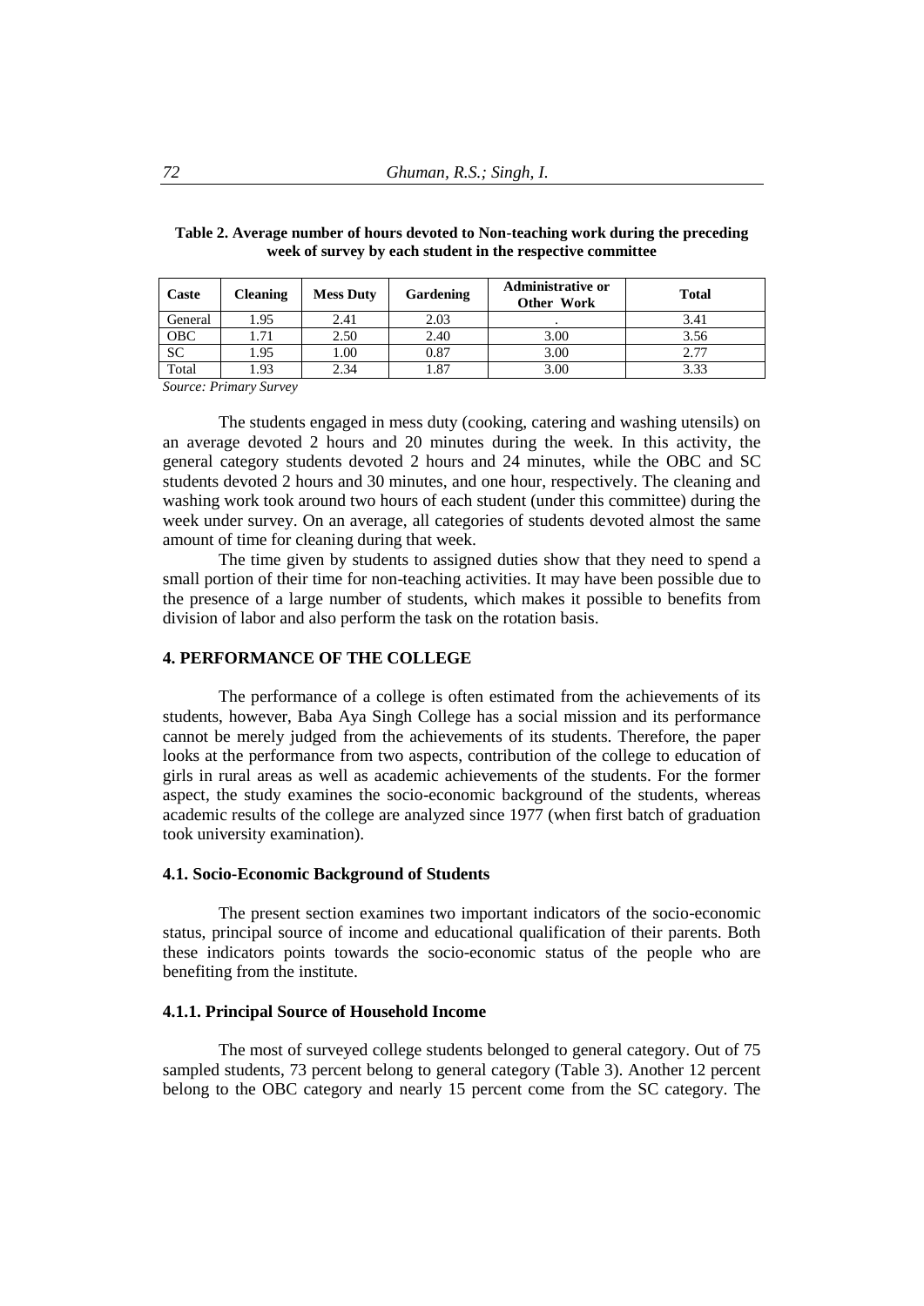**Table 2. Average number of hours devoted to Non-teaching work during the preceding week of survey by each student in the respective committee**

| Caste | Cleaning | Mess Duty | Gardening | Administrative or Other Work | Total |
|---|---|---|---|---|---|
| General | 1.95 | 2.41 | 2.03 | . | 3.41 |
| OBC | 1.71 | 2.50 | 2.40 | 3.00 | 3.56 |
| SC | 1.95 | 1.00 | 0.87 | 3.00 | 2.77 |
| Total | 1.93 | 2.34 | 1.87 | 3.00 | 3.33 |

*Source: Primary Survey*

The students engaged in mess duty (cooking, catering and washing utensils) on an average devoted 2 hours and 20 minutes during the week. In this activity, the general category students devoted 2 hours and 24 minutes, while the OBC and SC students devoted 2 hours and 30 minutes, and one hour, respectively. The cleaning and washing work took around two hours of each student (under this committee) during the week under survey. On an average, all categories of students devoted almost the same amount of time for cleaning during that week.

The time given by students to assigned duties show that they need to spend a small portion of their time for non-teaching activities. It may have been possible due to the presence of a large number of students, which makes it possible to benefits from division of labor and also perform the task on the rotation basis.

## 4. PERFORMANCE OF THE COLLEGE

The performance of a college is often estimated from the achievements of its students, however, Baba Aya Singh College has a social mission and its performance cannot be merely judged from the achievements of its students. Therefore, the paper looks at the performance from two aspects, contribution of the college to education of girls in rural areas as well as academic achievements of the students. For the former aspect, the study examines the socio-economic background of the students, whereas academic results of the college are analyzed since 1977 (when first batch of graduation took university examination).

### 4.1. Socio-Economic Background of Students

The present section examines two important indicators of the socio-economic status, principal source of income and educational qualification of their parents. Both these indicators points towards the socio-economic status of the people who are benefiting from the institute.

#### 4.1.1. Principal Source of Household Income

The most of surveyed college students belonged to general category. Out of 75 sampled students, 73 percent belong to general category (Table 3). Another 12 percent belong to the OBC category and nearly 15 percent come from the SC category. The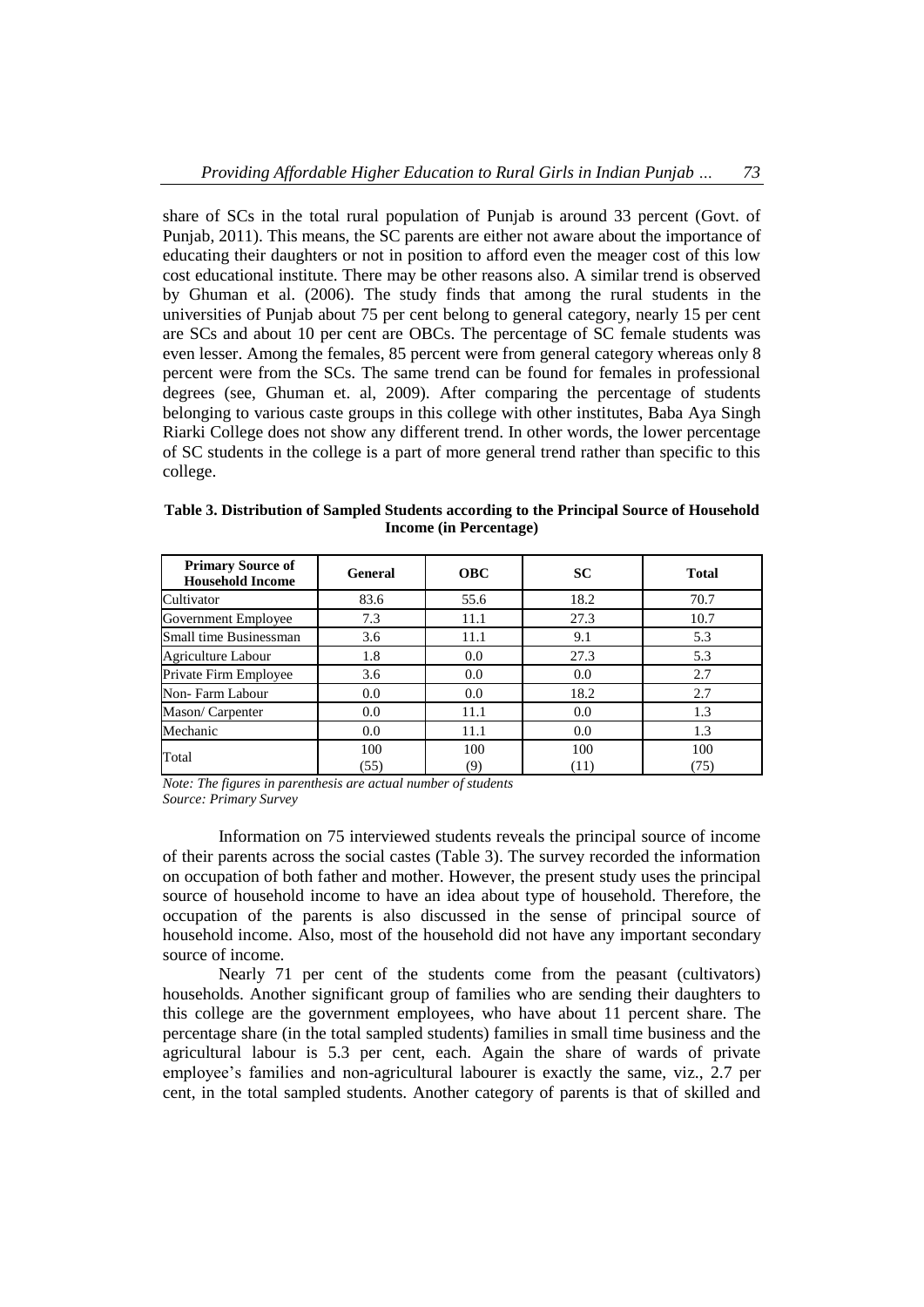share of SCs in the total rural population of Punjab is around 33 percent (Govt. of Punjab, 2011). This means, the SC parents are either not aware about the importance of educating their daughters or not in position to afford even the meager cost of this low cost educational institute. There may be other reasons also. A similar trend is observed by Ghuman et al. (2006). The study finds that among the rural students in the universities of Punjab about 75 per cent belong to general category, nearly 15 per cent are SCs and about 10 per cent are OBCs. The percentage of SC female students was even lesser. Among the females, 85 percent were from general category whereas only 8 percent were from the SCs. The same trend can be found for females in professional degrees (see, Ghuman et. al, 2009). After comparing the percentage of students belonging to various caste groups in this college with other institutes, Baba Aya Singh Riarki College does not show any different trend. In other words, the lower percentage of SC students in the college is a part of more general trend rather than specific to this college.

**Table 3. Distribution of Sampled Students according to the Principal Source of Household Income (in Percentage)**

| Primary Source of Household Income | General | OBC | SC | Total |
|---|---|---|---|---|
| Cultivator | 83.6 | 55.6 | 18.2 | 70.7 |
| Government Employee | 7.3 | 11.1 | 27.3 | 10.7 |
| Small time Businessman | 3.6 | 11.1 | 9.1 | 5.3 |
| Agriculture Labour | 1.8 | 0.0 | 27.3 | 5.3 |
| Private Firm Employee | 3.6 | 0.0 | 0.0 | 2.7 |
| Non- Farm Labour | 0.0 | 0.0 | 18.2 | 2.7 |
| Mason/ Carpenter | 0.0 | 11.1 | 0.0 | 1.3 |
| Mechanic | 0.0 | 11.1 | 0.0 | 1.3 |
| Total | 100 (55) | 100 (9) | 100 (11) | 100 (75) |

*Note: The figures in parenthesis are actual number of students*
*Source: Primary Survey*

Information on 75 interviewed students reveals the principal source of income of their parents across the social castes (Table 3). The survey recorded the information on occupation of both father and mother. However, the present study uses the principal source of household income to have an idea about type of household. Therefore, the occupation of the parents is also discussed in the sense of principal source of household income. Also, most of the household did not have any important secondary source of income.

Nearly 71 per cent of the students come from the peasant (cultivators) households. Another significant group of families who are sending their daughters to this college are the government employees, who have about 11 percent share. The percentage share (in the total sampled students) families in small time business and the agricultural labour is 5.3 per cent, each. Again the share of wards of private employee's families and non-agricultural labourer is exactly the same, viz., 2.7 per cent, in the total sampled students. Another category of parents is that of skilled and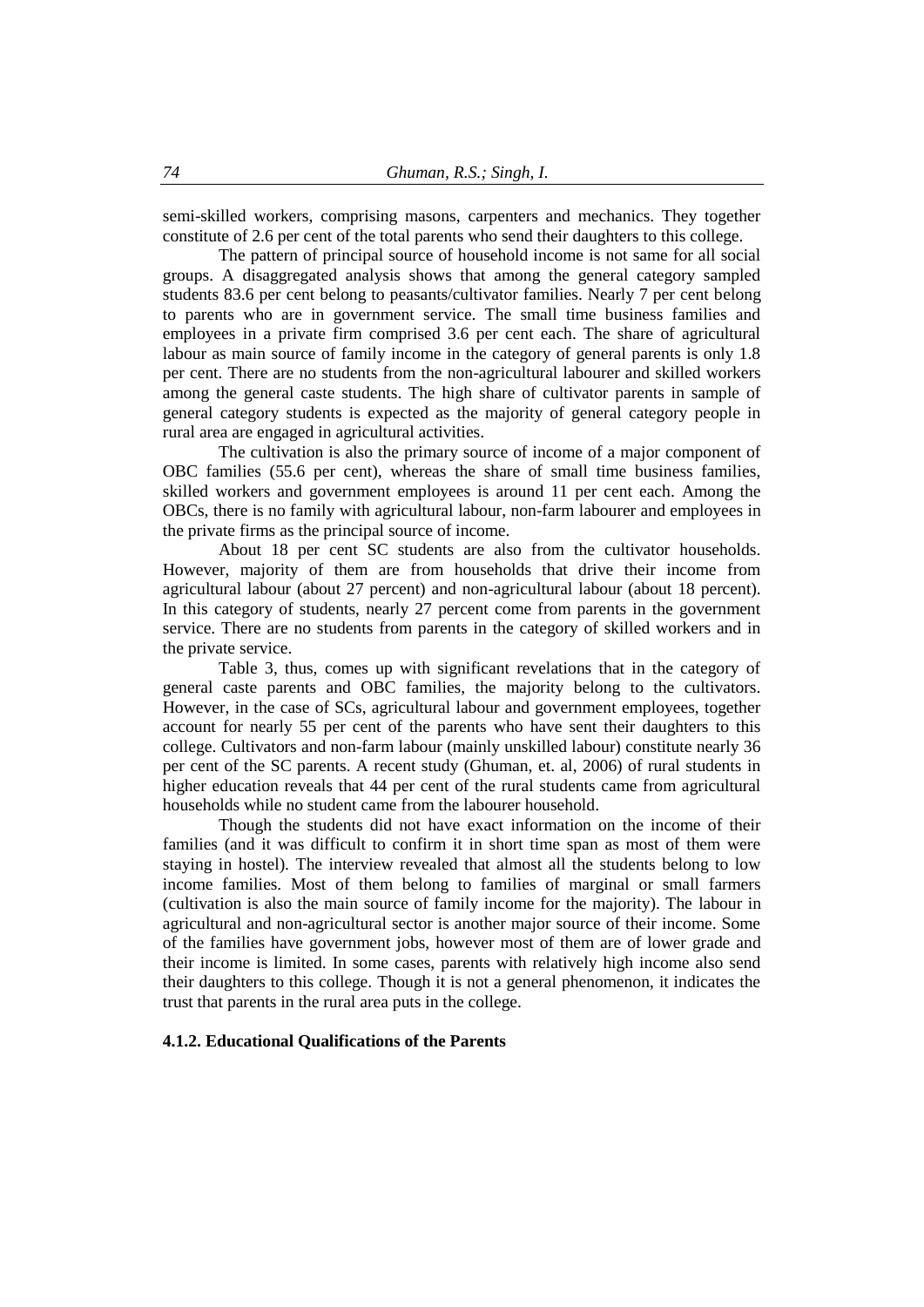semi-skilled workers, comprising masons, carpenters and mechanics. They together constitute of 2.6 per cent of the total parents who send their daughters to this college.

The pattern of principal source of household income is not same for all social groups. A disaggregated analysis shows that among the general category sampled students 83.6 per cent belong to peasants/cultivator families. Nearly 7 per cent belong to parents who are in government service. The small time business families and employees in a private firm comprised 3.6 per cent each. The share of agricultural labour as main source of family income in the category of general parents is only 1.8 per cent. There are no students from the non-agricultural labourer and skilled workers among the general caste students. The high share of cultivator parents in sample of general category students is expected as the majority of general category people in rural area are engaged in agricultural activities.

The cultivation is also the primary source of income of a major component of OBC families (55.6 per cent), whereas the share of small time business families, skilled workers and government employees is around 11 per cent each. Among the OBCs, there is no family with agricultural labour, non-farm labourer and employees in the private firms as the principal source of income.

About 18 per cent SC students are also from the cultivator households. However, majority of them are from households that drive their income from agricultural labour (about 27 percent) and non-agricultural labour (about 18 percent). In this category of students, nearly 27 percent come from parents in the government service. There are no students from parents in the category of skilled workers and in the private service.

Table 3, thus, comes up with significant revelations that in the category of general caste parents and OBC families, the majority belong to the cultivators. However, in the case of SCs, agricultural labour and government employees, together account for nearly 55 per cent of the parents who have sent their daughters to this college. Cultivators and non-farm labour (mainly unskilled labour) constitute nearly 36 per cent of the SC parents. A recent study (Ghuman, et. al, 2006) of rural students in higher education reveals that 44 per cent of the rural students came from agricultural households while no student came from the labourer household.

Though the students did not have exact information on the income of their families (and it was difficult to confirm it in short time span as most of them were staying in hostel). The interview revealed that almost all the students belong to low income families. Most of them belong to families of marginal or small farmers (cultivation is also the main source of family income for the majority). The labour in agricultural and non-agricultural sector is another major source of their income. Some of the families have government jobs, however most of them are of lower grade and their income is limited. In some cases, parents with relatively high income also send their daughters to this college. Though it is not a general phenomenon, it indicates the trust that parents in the rural area puts in the college.

#### 4.1.2. Educational Qualifications of the Parents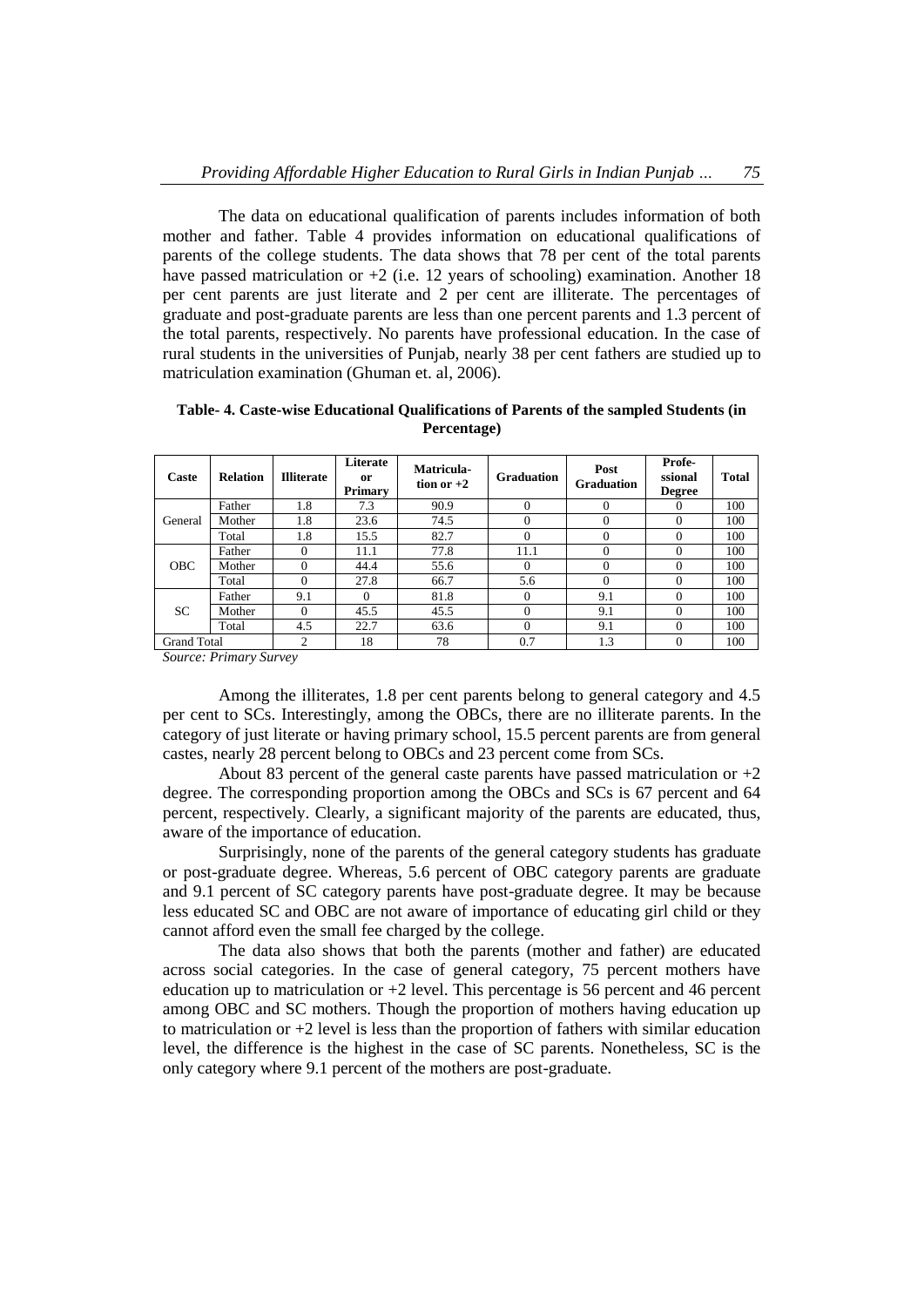The data on educational qualification of parents includes information of both mother and father. Table 4 provides information on educational qualifications of parents of the college students. The data shows that 78 per cent of the total parents have passed matriculation or +2 (i.e. 12 years of schooling) examination. Another 18 per cent parents are just literate and 2 per cent are illiterate. The percentages of graduate and post-graduate parents are less than one percent parents and 1.3 percent of the total parents, respectively. No parents have professional education. In the case of rural students in the universities of Punjab, nearly 38 per cent fathers are studied up to matriculation examination (Ghuman et. al, 2006).

**Table- 4. Caste-wise Educational Qualifications of Parents of the sampled Students (in Percentage)**

| Caste | Relation | Illiterate | Literate or Primary | Matricula-tion or +2 | Graduation | Post Graduation | Profe-ssional Degree | Total |
|---|---|---|---|---|---|---|---|---|
| General | Father | 1.8 | 7.3 | 90.9 | 0 | 0 | 0 | 100 |
| | Mother | 1.8 | 23.6 | 74.5 | 0 | 0 | 0 | 100 |
| | Total | 1.8 | 15.5 | 82.7 | 0 | 0 | 0 | 100 |
| OBC | Father | 0 | 11.1 | 77.8 | 11.1 | 0 | 0 | 100 |
| | Mother | 0 | 44.4 | 55.6 | 0 | 0 | 0 | 100 |
| | Total | 0 | 27.8 | 66.7 | 5.6 | 0 | 0 | 100 |
| SC | Father | 9.1 | 0 | 81.8 | 0 | 9.1 | 0 | 100 |
| | Mother | 0 | 45.5 | 45.5 | 0 | 9.1 | 0 | 100 |
| | Total | 4.5 | 22.7 | 63.6 | 0 | 9.1 | 0 | 100 |
| Grand Total | | 2 | 18 | 78 | 0.7 | 1.3 | 0 | 100 |

*Source: Primary Survey*

Among the illiterates, 1.8 per cent parents belong to general category and 4.5 per cent to SCs. Interestingly, among the OBCs, there are no illiterate parents. In the category of just literate or having primary school, 15.5 percent parents are from general castes, nearly 28 percent belong to OBCs and 23 percent come from SCs.

About 83 percent of the general caste parents have passed matriculation or +2 degree. The corresponding proportion among the OBCs and SCs is 67 percent and 64 percent, respectively. Clearly, a significant majority of the parents are educated, thus, aware of the importance of education.

Surprisingly, none of the parents of the general category students has graduate or post-graduate degree. Whereas, 5.6 percent of OBC category parents are graduate and 9.1 percent of SC category parents have post-graduate degree. It may be because less educated SC and OBC are not aware of importance of educating girl child or they cannot afford even the small fee charged by the college.

The data also shows that both the parents (mother and father) are educated across social categories. In the case of general category, 75 percent mothers have education up to matriculation or +2 level. This percentage is 56 percent and 46 percent among OBC and SC mothers. Though the proportion of mothers having education up to matriculation or +2 level is less than the proportion of fathers with similar education level, the difference is the highest in the case of SC parents. Nonetheless, SC is the only category where 9.1 percent of the mothers are post-graduate.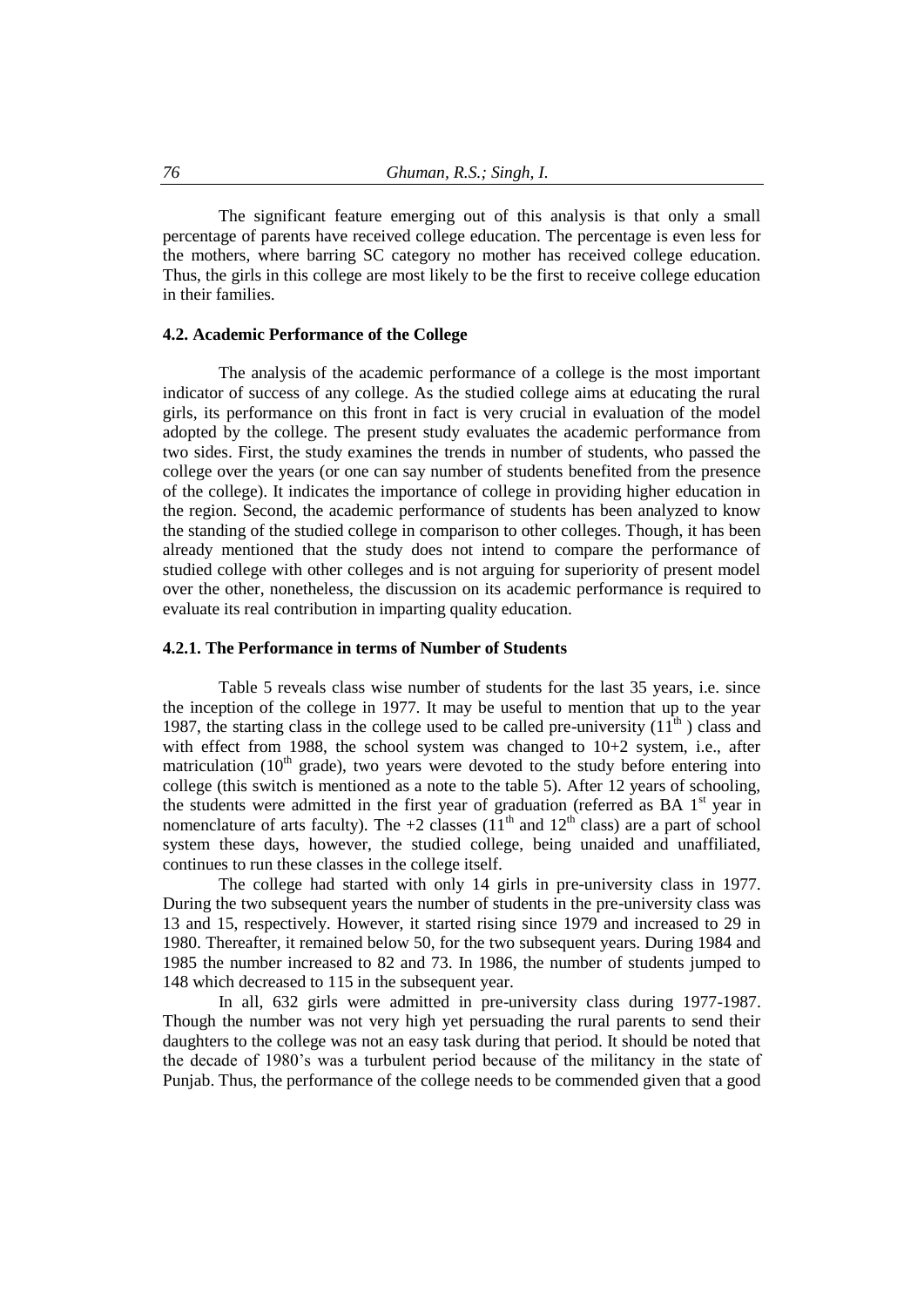The significant feature emerging out of this analysis is that only a small percentage of parents have received college education. The percentage is even less for the mothers, where barring SC category no mother has received college education. Thus, the girls in this college are most likely to be the first to receive college education in their families.

### 4.2. Academic Performance of the College

The analysis of the academic performance of a college is the most important indicator of success of any college. As the studied college aims at educating the rural girls, its performance on this front in fact is very crucial in evaluation of the model adopted by the college. The present study evaluates the academic performance from two sides. First, the study examines the trends in number of students, who passed the college over the years (or one can say number of students benefited from the presence of the college). It indicates the importance of college in providing higher education in the region. Second, the academic performance of students has been analyzed to know the standing of the studied college in comparison to other colleges. Though, it has been already mentioned that the study does not intend to compare the performance of studied college with other colleges and is not arguing for superiority of present model over the other, nonetheless, the discussion on its academic performance is required to evaluate its real contribution in imparting quality education.

#### 4.2.1. The Performance in terms of Number of Students

Table 5 reveals class wise number of students for the last 35 years, i.e. since the inception of the college in 1977. It may be useful to mention that up to the year 1987, the starting class in the college used to be called pre-university ($11^{th}$) class and with effect from 1988, the school system was changed to 10+2 system, i.e., after matriculation ($10^{th}$ grade), two years were devoted to the study before entering into college (this switch is mentioned as a note to the table 5). After 12 years of schooling, the students were admitted in the first year of graduation (referred as BA $1^{st}$ year in nomenclature of arts faculty). The +2 classes ($11^{th}$ and $12^{th}$ class) are a part of school system these days, however, the studied college, being unaided and unaffiliated, continues to run these classes in the college itself.

The college had started with only 14 girls in pre-university class in 1977. During the two subsequent years the number of students in the pre-university class was 13 and 15, respectively. However, it started rising since 1979 and increased to 29 in 1980. Thereafter, it remained below 50, for the two subsequent years. During 1984 and 1985 the number increased to 82 and 73. In 1986, the number of students jumped to 148 which decreased to 115 in the subsequent year.

In all, 632 girls were admitted in pre-university class during 1977-1987. Though the number was not very high yet persuading the rural parents to send their daughters to the college was not an easy task during that period. It should be noted that the decade of 1980's was a turbulent period because of the militancy in the state of Punjab. Thus, the performance of the college needs to be commended given that a good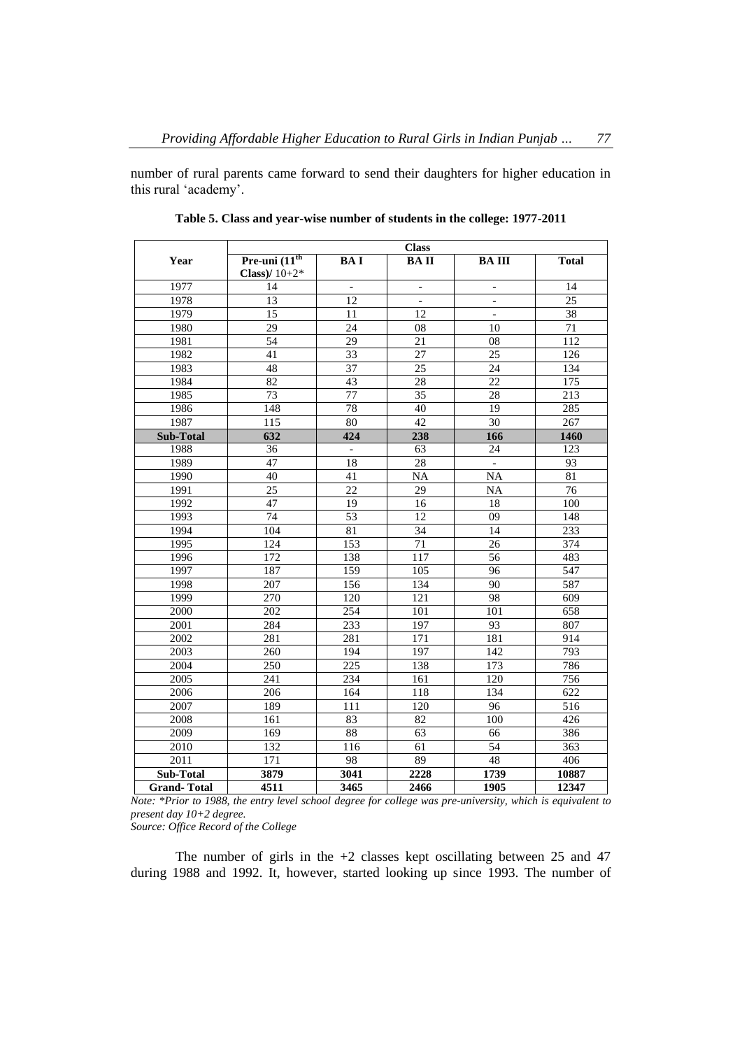number of rural parents came forward to send their daughters for higher education in this rural 'academy'.

**Table 5. Class and year-wise number of students in the college: 1977-2011**

| Year | Class | | | | |
|---|---|---|---|---|---|
| | **Pre-uni (11th Class)/ 10+2*** | **BA I** | **BA II** | **BA III** | **Total** |
| 1977 | 14 | - | - | - | 14 |
| 1978 | 13 | 12 | - | - | 25 |
| 1979 | 15 | 11 | 12 | - | 38 |
| 1980 | 29 | 24 | 08 | 10 | 71 |
| 1981 | 54 | 29 | 21 | 08 | 112 |
| 1982 | 41 | 33 | 27 | 25 | 126 |
| 1983 | 48 | 37 | 25 | 24 | 134 |
| 1984 | 82 | 43 | 28 | 22 | 175 |
| 1985 | 73 | 77 | 35 | 28 | 213 |
| 1986 | 148 | 78 | 40 | 19 | 285 |
| 1987 | 115 | 80 | 42 | 30 | 267 |
| **Sub-Total** | **632** | **424** | **238** | **166** | **1460** |
| 1988 | 36 | - | 63 | 24 | 123 |
| 1989 | 47 | 18 | 28 | - | 93 |
| 1990 | 40 | 41 | NA | NA | 81 |
| 1991 | 25 | 22 | 29 | NA | 76 |
| 1992 | 47 | 19 | 16 | 18 | 100 |
| 1993 | 74 | 53 | 12 | 09 | 148 |
| 1994 | 104 | 81 | 34 | 14 | 233 |
| 1995 | 124 | 153 | 71 | 26 | 374 |
| 1996 | 172 | 138 | 117 | 56 | 483 |
| 1997 | 187 | 159 | 105 | 96 | 547 |
| 1998 | 207 | 156 | 134 | 90 | 587 |
| 1999 | 270 | 120 | 121 | 98 | 609 |
| 2000 | 202 | 254 | 101 | 101 | 658 |
| 2001 | 284 | 233 | 197 | 93 | 807 |
| 2002 | 281 | 281 | 171 | 181 | 914 |
| 2003 | 260 | 194 | 197 | 142 | 793 |
| 2004 | 250 | 225 | 138 | 173 | 786 |
| 2005 | 241 | 234 | 161 | 120 | 756 |
| 2006 | 206 | 164 | 118 | 134 | 622 |
| 2007 | 189 | 111 | 120 | 96 | 516 |
| 2008 | 161 | 83 | 82 | 100 | 426 |
| 2009 | 169 | 88 | 63 | 66 | 386 |
| 2010 | 132 | 116 | 61 | 54 | 363 |
| 2011 | 171 | 98 | 89 | 48 | 406 |
| **Sub-Total** | **3879** | **3041** | **2228** | **1739** | **10887** |
| **Grand- Total** | **4511** | **3465** | **2466** | **1905** | **12347** |

*Note: \*Prior to 1988, the entry level school degree for college was pre-university, which is equivalent to present day 10+2 degree.*

*Source: Office Record of the College*

The number of girls in the +2 classes kept oscillating between 25 and 47 during 1988 and 1992. It, however, started looking up since 1993. The number of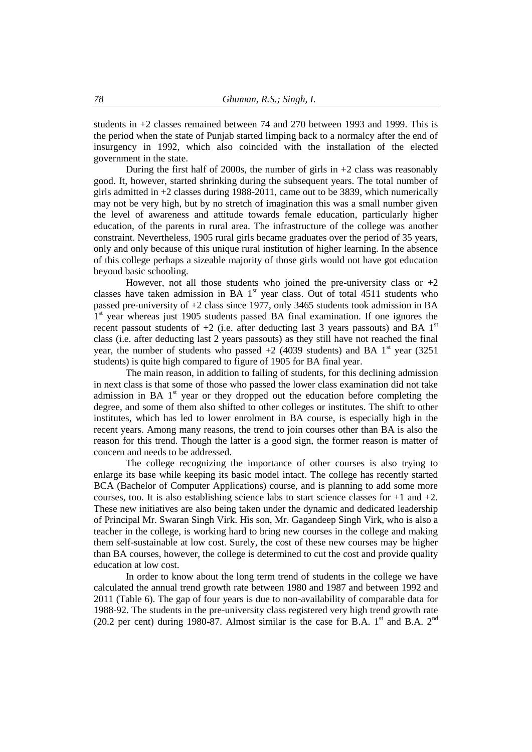students in +2 classes remained between 74 and 270 between 1993 and 1999. This is the period when the state of Punjab started limping back to a normalcy after the end of insurgency in 1992, which also coincided with the installation of the elected government in the state.

During the first half of 2000s, the number of girls in +2 class was reasonably good. It, however, started shrinking during the subsequent years. The total number of girls admitted in +2 classes during 1988-2011, came out to be 3839, which numerically may not be very high, but by no stretch of imagination this was a small number given the level of awareness and attitude towards female education, particularly higher education, of the parents in rural area. The infrastructure of the college was another constraint. Nevertheless, 1905 rural girls became graduates over the period of 35 years, only and only because of this unique rural institution of higher learning. In the absence of this college perhaps a sizeable majority of those girls would not have got education beyond basic schooling.

However, not all those students who joined the pre-university class or +2 classes have taken admission in BA 1st year class. Out of total 4511 students who passed pre-university of +2 class since 1977, only 3465 students took admission in BA 1st year whereas just 1905 students passed BA final examination. If one ignores the recent passout students of +2 (i.e. after deducting last 3 years passouts) and BA 1st class (i.e. after deducting last 2 years passouts) as they still have not reached the final year, the number of students who passed +2 (4039 students) and BA 1st year (3251 students) is quite high compared to figure of 1905 for BA final year.

The main reason, in addition to failing of students, for this declining admission in next class is that some of those who passed the lower class examination did not take admission in BA 1st year or they dropped out the education before completing the degree, and some of them also shifted to other colleges or institutes. The shift to other institutes, which has led to lower enrolment in BA course, is especially high in the recent years. Among many reasons, the trend to join courses other than BA is also the reason for this trend. Though the latter is a good sign, the former reason is matter of concern and needs to be addressed.

The college recognizing the importance of other courses is also trying to enlarge its base while keeping its basic model intact. The college has recently started BCA (Bachelor of Computer Applications) course, and is planning to add some more courses, too. It is also establishing science labs to start science classes for +1 and +2. These new initiatives are also being taken under the dynamic and dedicated leadership of Principal Mr. Swaran Singh Virk. His son, Mr. Gagandeep Singh Virk, who is also a teacher in the college, is working hard to bring new courses in the college and making them self-sustainable at low cost. Surely, the cost of these new courses may be higher than BA courses, however, the college is determined to cut the cost and provide quality education at low cost.

In order to know about the long term trend of students in the college we have calculated the annual trend growth rate between 1980 and 1987 and between 1992 and 2011 (Table 6). The gap of four years is due to non-availability of comparable data for 1988-92. The students in the pre-university class registered very high trend growth rate (20.2 per cent) during 1980-87. Almost similar is the case for B.A. 1st and B.A. 2nd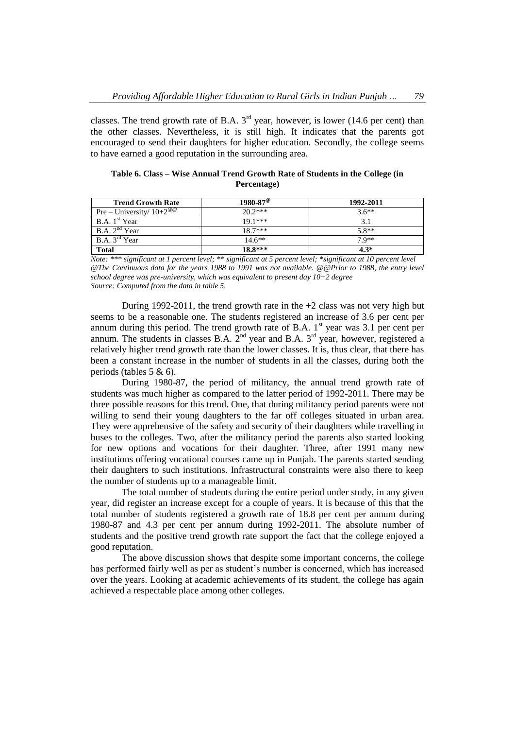classes. The trend growth rate of B.A. 3rd year, however, is lower (14.6 per cent) than the other classes. Nevertheless, it is still high. It indicates that the parents got encouraged to send their daughters for higher education. Secondly, the college seems to have earned a good reputation in the surrounding area.

**Table 6. Class – Wise Annual Trend Growth Rate of Students in the College (in Percentage)**

| Trend Growth Rate | 1980-87@ | 1992-2011 |
|---|---|---|
| Pre – University/ 10+2@@ | 20.2*** | 3.6** |
| B.A. 1st Year | 19.1*** | 3.1 |
| B.A. 2nd Year | 18.7*** | 5.8** |
| B.A. 3rd Year | 14.6** | 7.9** |
| **Total** | **18.8***** | **4.3*** |

*Note: *** significant at 1 percent level; ** significant at 5 percent level; *significant at 10 percent level*
*@The Continuous data for the years 1988 to 1991 was not available. @@Prior to 1988, the entry level school degree was pre-university, which was equivalent to present day 10+2 degree*
*Source: Computed from the data in table 5.*

During 1992-2011, the trend growth rate in the +2 class was not very high but seems to be a reasonable one. The students registered an increase of 3.6 per cent per annum during this period. The trend growth rate of B.A. 1st year was 3.1 per cent per annum. The students in classes B.A. 2nd year and B.A. 3rd year, however, registered a relatively higher trend growth rate than the lower classes. It is, thus clear, that there has been a constant increase in the number of students in all the classes, during both the periods (tables 5 & 6).

During 1980-87, the period of militancy, the annual trend growth rate of students was much higher as compared to the latter period of 1992-2011. There may be three possible reasons for this trend. One, that during militancy period parents were not willing to send their young daughters to the far off colleges situated in urban area. They were apprehensive of the safety and security of their daughters while travelling in buses to the colleges. Two, after the militancy period the parents also started looking for new options and vocations for their daughter. Three, after 1991 many new institutions offering vocational courses came up in Punjab. The parents started sending their daughters to such institutions. Infrastructural constraints were also there to keep the number of students up to a manageable limit.

The total number of students during the entire period under study, in any given year, did register an increase except for a couple of years. It is because of this that the total number of students registered a growth rate of 18.8 per cent per annum during 1980-87 and 4.3 per cent per annum during 1992-2011. The absolute number of students and the positive trend growth rate support the fact that the college enjoyed a good reputation.

The above discussion shows that despite some important concerns, the college has performed fairly well as per as student's number is concerned, which has increased over the years. Looking at academic achievements of its student, the college has again achieved a respectable place among other colleges.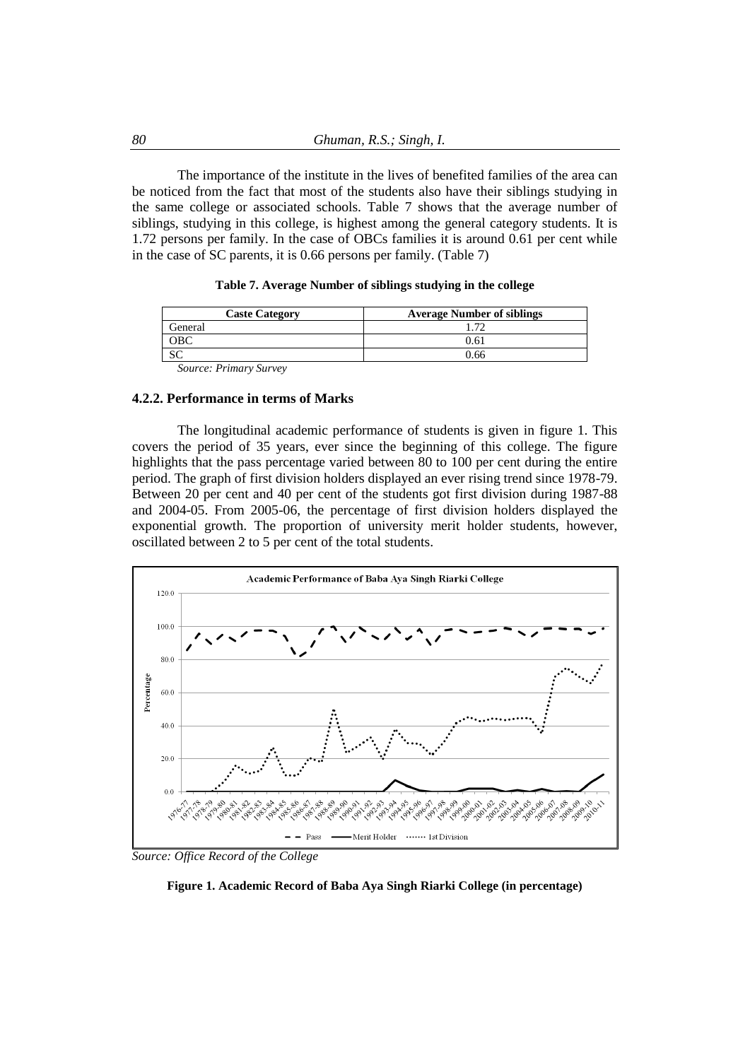The importance of the institute in the lives of benefited families of the area can be noticed from the fact that most of the students also have their siblings studying in the same college or associated schools. Table 7 shows that the average number of siblings, studying in this college, is highest among the general category students. It is 1.72 persons per family. In the case of OBCs families it is around 0.61 per cent while in the case of SC parents, it is 0.66 persons per family. (Table 7)

**Table 7. Average Number of siblings studying in the college**

| Caste Category | Average Number of siblings |
|---|---|
| General | 1.72 |
| OBC | 0.61 |
| SC | 0.66 |

*Source: Primary Survey*

### 4.2.2. Performance in terms of Marks

The longitudinal academic performance of students is given in figure 1. This covers the period of 35 years, ever since the beginning of this college. The figure highlights that the pass percentage varied between 80 to 100 per cent during the entire period. The graph of first division holders displayed an ever rising trend since 1978-79. Between 20 per cent and 40 per cent of the students got first division during 1987-88 and 2004-05. From 2005-06, the percentage of first division holders displayed the exponential growth. The proportion of university merit holder students, however, oscillated between 2 to 5 per cent of the total students.

*Source: Office Record of the College*

**Figure 1. Academic Record of Baba Aya Singh Riarki College (in percentage)**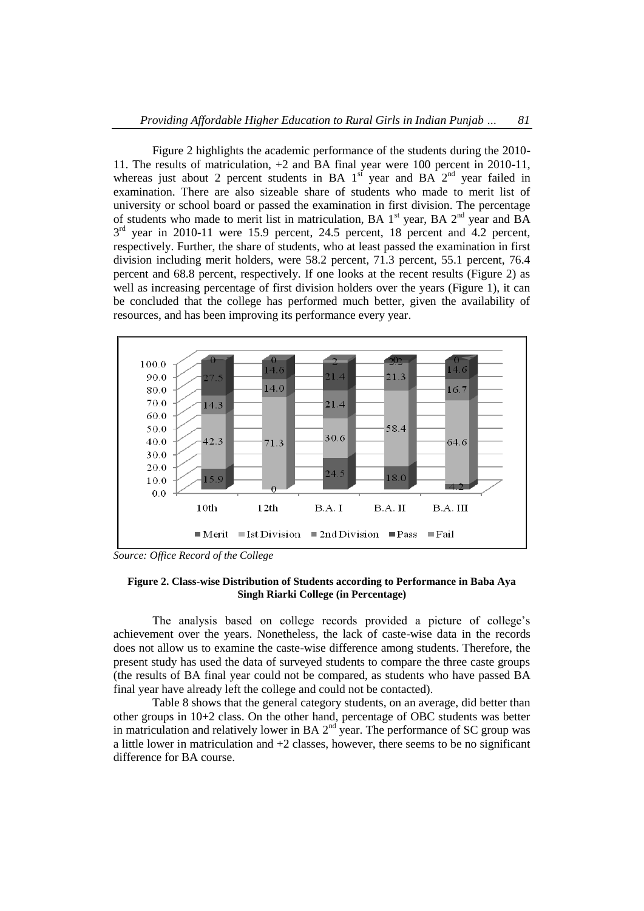Figure 2 highlights the academic performance of the students during the 2010-11. The results of matriculation, +2 and BA final year were 100 percent in 2010-11, whereas just about 2 percent students in BA 1st year and BA 2nd year failed in examination. There are also sizeable share of students who made to merit list of university or school board or passed the examination in first division. The percentage of students who made to merit list in matriculation, BA 1st year, BA 2nd year and BA 3rd year in 2010-11 were 15.9 percent, 24.5 percent, 18 percent and 4.2 percent, respectively. Further, the share of students, who at least passed the examination in first division including merit holders, were 58.2 percent, 71.3 percent, 55.1 percent, 76.4 percent and 68.8 percent, respectively. If one looks at the recent results (Figure 2) as well as increasing percentage of first division holders over the years (Figure 1), it can be concluded that the college has performed much better, given the availability of resources, and has been improving its performance every year.

| | Merit | Ist Division | 2nd Division | Pass | Fail |
|---|---|---|---|---|---|
| 10th | 15.9 | 42.3 | 14.3 | 27.5 | 0 |
| 12th | 0 | 71.3 | 14.0 | 14.6 | 0 |
| B.A. I | 24.5 | 30.6 | 21.4 | 21.4 | 2 |
| B.A. II | 18.0 | 58.4 | 21.3 | 2 | 2 |
| B.A. III | 4.2 | 64.6 | 16.7 | 14.6 | 0 |

*Source: Office Record of the College*

**Figure 2. Class-wise Distribution of Students according to Performance in Baba Aya Singh Riarki College (in Percentage)**

The analysis based on college records provided a picture of college's achievement over the years. Nonetheless, the lack of caste-wise data in the records does not allow us to examine the caste-wise difference among students. Therefore, the present study has used the data of surveyed students to compare the three caste groups (the results of BA final year could not be compared, as students who have passed BA final year have already left the college and could not be contacted).

Table 8 shows that the general category students, on an average, did better than other groups in 10+2 class. On the other hand, percentage of OBC students was better in matriculation and relatively lower in BA 2nd year. The performance of SC group was a little lower in matriculation and +2 classes, however, there seems to be no significant difference for BA course.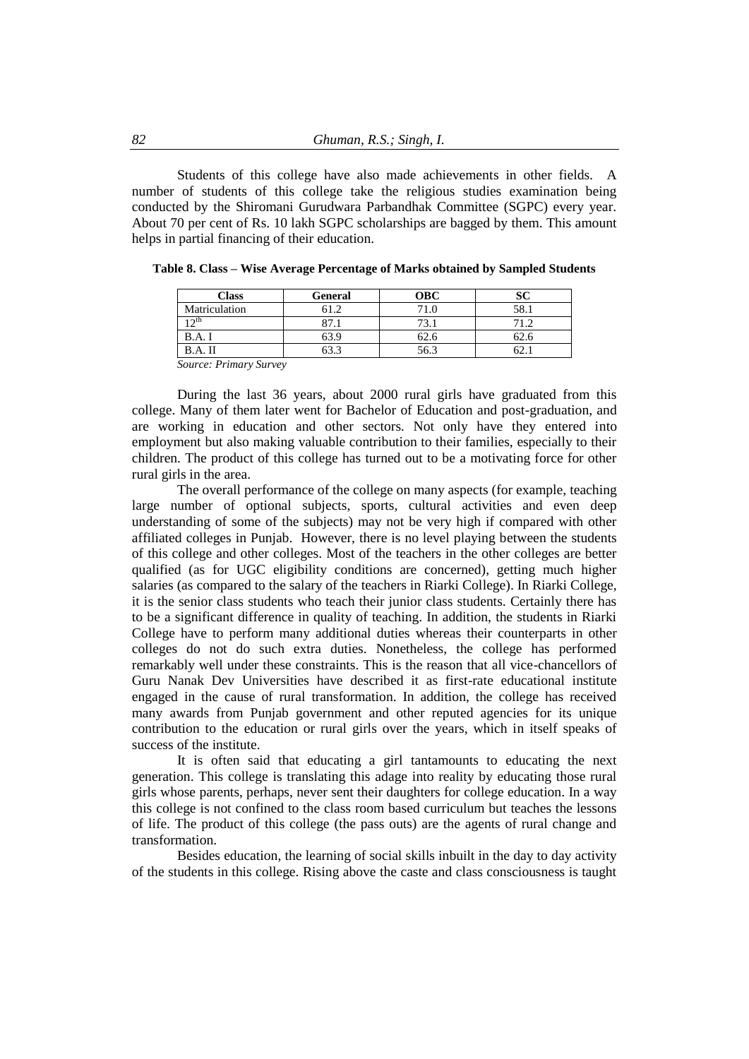Students of this college have also made achievements in other fields. A number of students of this college take the religious studies examination being conducted by the Shiromani Gurudwara Parbandhak Committee (SGPC) every year. About 70 per cent of Rs. 10 lakh SGPC scholarships are bagged by them. This amount helps in partial financing of their education.

**Table 8. Class – Wise Average Percentage of Marks obtained by Sampled Students**

| Class | General | OBC | SC |
|---|---|---|---|
| Matriculation | 61.2 | 71.0 | 58.1 |
| 12th | 87.1 | 73.1 | 71.2 |
| B.A. I | 63.9 | 62.6 | 62.6 |
| B.A. II | 63.3 | 56.3 | 62.1 |

*Source: Primary Survey*

During the last 36 years, about 2000 rural girls have graduated from this college. Many of them later went for Bachelor of Education and post-graduation, and are working in education and other sectors. Not only have they entered into employment but also making valuable contribution to their families, especially to their children. The product of this college has turned out to be a motivating force for other rural girls in the area.

The overall performance of the college on many aspects (for example, teaching large number of optional subjects, sports, cultural activities and even deep understanding of some of the subjects) may not be very high if compared with other affiliated colleges in Punjab. However, there is no level playing between the students of this college and other colleges. Most of the teachers in the other colleges are better qualified (as for UGC eligibility conditions are concerned), getting much higher salaries (as compared to the salary of the teachers in Riarki College). In Riarki College, it is the senior class students who teach their junior class students. Certainly there has to be a significant difference in quality of teaching. In addition, the students in Riarki College have to perform many additional duties whereas their counterparts in other colleges do not do such extra duties. Nonetheless, the college has performed remarkably well under these constraints. This is the reason that all vice-chancellors of Guru Nanak Dev Universities have described it as first-rate educational institute engaged in the cause of rural transformation. In addition, the college has received many awards from Punjab government and other reputed agencies for its unique contribution to the education or rural girls over the years, which in itself speaks of success of the institute.

It is often said that educating a girl tantamounts to educating the next generation. This college is translating this adage into reality by educating those rural girls whose parents, perhaps, never sent their daughters for college education. In a way this college is not confined to the class room based curriculum but teaches the lessons of life. The product of this college (the pass outs) are the agents of rural change and transformation.

Besides education, the learning of social skills inbuilt in the day to day activity of the students in this college. Rising above the caste and class consciousness is taught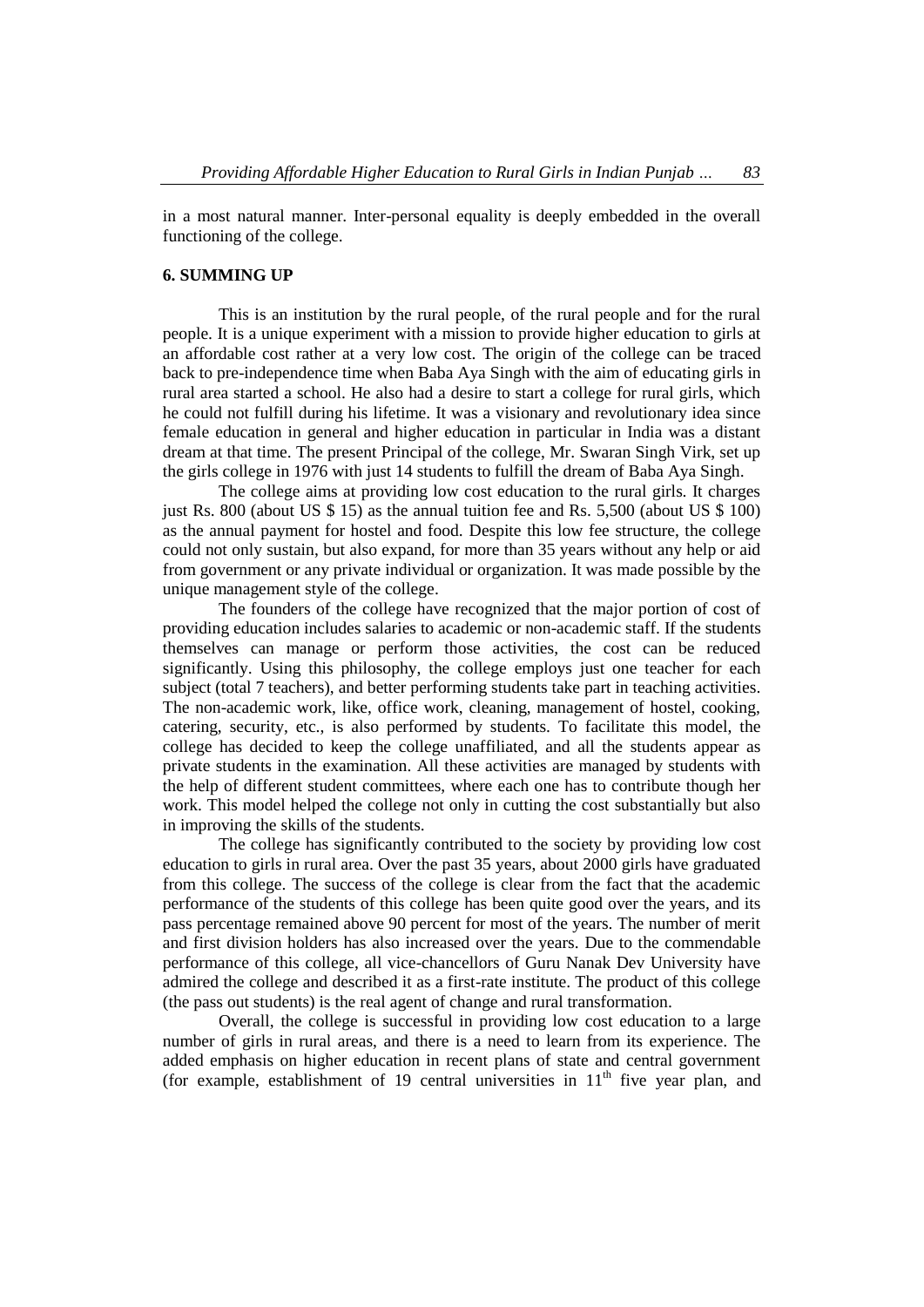in a most natural manner. Inter-personal equality is deeply embedded in the overall functioning of the college.

## 6. SUMMING UP

This is an institution by the rural people, of the rural people and for the rural people. It is a unique experiment with a mission to provide higher education to girls at an affordable cost rather at a very low cost. The origin of the college can be traced back to pre-independence time when Baba Aya Singh with the aim of educating girls in rural area started a school. He also had a desire to start a college for rural girls, which he could not fulfill during his lifetime. It was a visionary and revolutionary idea since female education in general and higher education in particular in India was a distant dream at that time. The present Principal of the college, Mr. Swaran Singh Virk, set up the girls college in 1976 with just 14 students to fulfill the dream of Baba Aya Singh.

The college aims at providing low cost education to the rural girls. It charges just Rs. 800 (about US $ 15) as the annual tuition fee and Rs. 5,500 (about US $ 100) as the annual payment for hostel and food. Despite this low fee structure, the college could not only sustain, but also expand, for more than 35 years without any help or aid from government or any private individual or organization. It was made possible by the unique management style of the college.

The founders of the college have recognized that the major portion of cost of providing education includes salaries to academic or non-academic staff. If the students themselves can manage or perform those activities, the cost can be reduced significantly. Using this philosophy, the college employs just one teacher for each subject (total 7 teachers), and better performing students take part in teaching activities. The non-academic work, like, office work, cleaning, management of hostel, cooking, catering, security, etc., is also performed by students. To facilitate this model, the college has decided to keep the college unaffiliated, and all the students appear as private students in the examination. All these activities are managed by students with the help of different student committees, where each one has to contribute though her work. This model helped the college not only in cutting the cost substantially but also in improving the skills of the students.

The college has significantly contributed to the society by providing low cost education to girls in rural area. Over the past 35 years, about 2000 girls have graduated from this college. The success of the college is clear from the fact that the academic performance of the students of this college has been quite good over the years, and its pass percentage remained above 90 percent for most of the years. The number of merit and first division holders has also increased over the years. Due to the commendable performance of this college, all vice-chancellors of Guru Nanak Dev University have admired the college and described it as a first-rate institute. The product of this college (the pass out students) is the real agent of change and rural transformation.

Overall, the college is successful in providing low cost education to a large number of girls in rural areas, and there is a need to learn from its experience. The added emphasis on higher education in recent plans of state and central government (for example, establishment of 19 central universities in 11th five year plan, and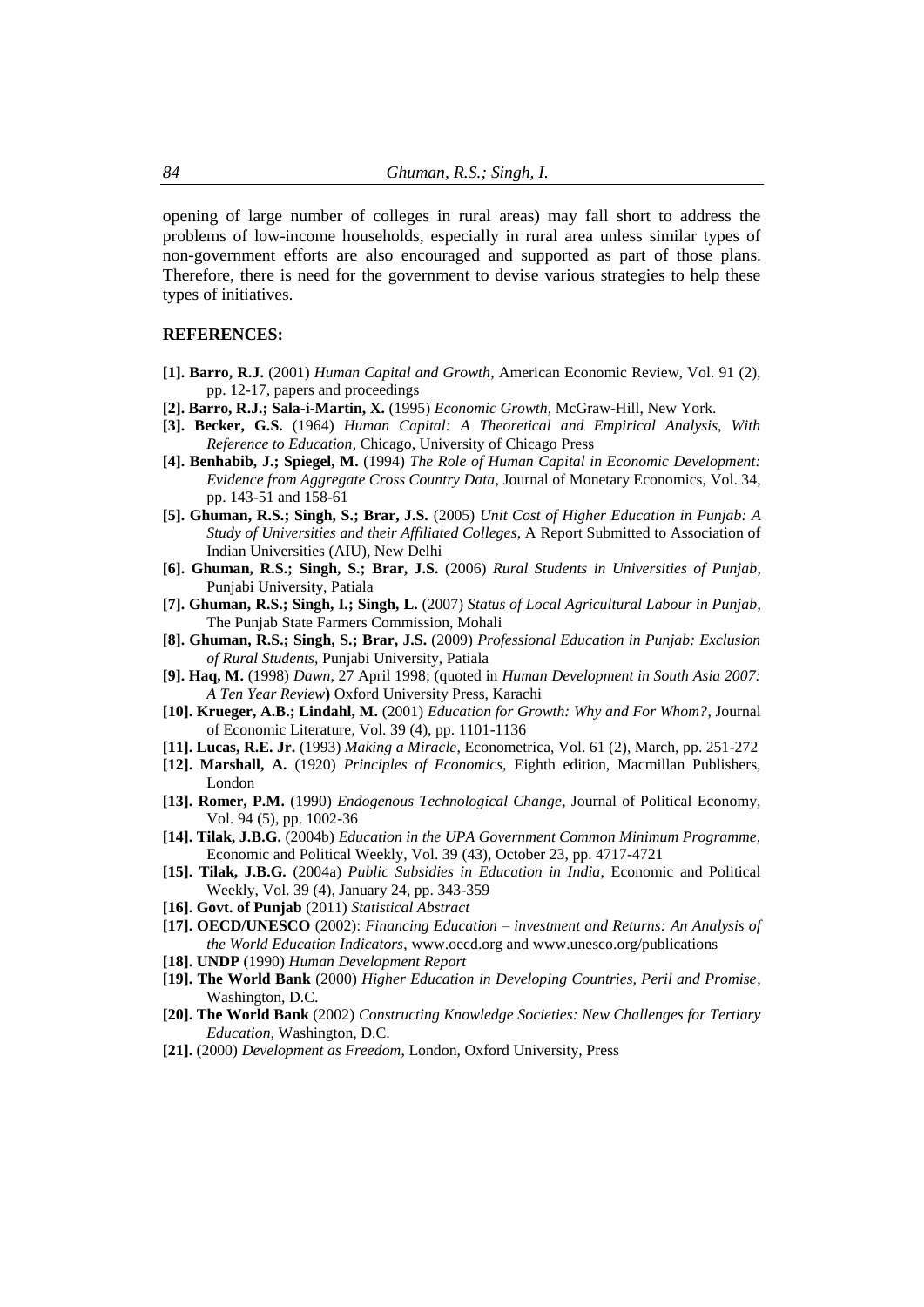opening of large number of colleges in rural areas) may fall short to address the problems of low-income households, especially in rural area unless similar types of non-government efforts are also encouraged and supported as part of those plans. Therefore, there is need for the government to devise various strategies to help these types of initiatives.

## REFERENCES:

**[1]. Barro, R.J.** (2001) *Human Capital and Growth*, American Economic Review, Vol. 91 (2), pp. 12-17, papers and proceedings

**[2]. Barro, R.J.; Sala-i-Martin, X.** (1995) *Economic Growth*, McGraw-Hill, New York.

**[3]. Becker, G.S.** (1964) *Human Capital: A Theoretical and Empirical Analysis, With Reference to Education*, Chicago, University of Chicago Press

**[4]. Benhabib, J.; Spiegel, M.** (1994) *The Role of Human Capital in Economic Development: Evidence from Aggregate Cross Country Data*, Journal of Monetary Economics, Vol. 34, pp. 143-51 and 158-61

**[5]. Ghuman, R.S.; Singh, S.; Brar, J.S.** (2005) *Unit Cost of Higher Education in Punjab: A Study of Universities and their Affiliated Colleges*, A Report Submitted to Association of Indian Universities (AIU), New Delhi

**[6]. Ghuman, R.S.; Singh, S.; Brar, J.S.** (2006) *Rural Students in Universities of Punjab*, Punjabi University, Patiala

**[7]. Ghuman, R.S.; Singh, I.; Singh, L.** (2007) *Status of Local Agricultural Labour in Punjab*, The Punjab State Farmers Commission, Mohali

**[8]. Ghuman, R.S.; Singh, S.; Brar, J.S.** (2009) *Professional Education in Punjab: Exclusion of Rural Students*, Punjabi University, Patiala

**[9]. Haq, M.** (1998) *Dawn*, 27 April 1998; (quoted in *Human Development in South Asia 2007: A Ten Year Review*) Oxford University Press, Karachi

**[10]. Krueger, A.B.; Lindahl, M.** (2001) *Education for Growth: Why and For Whom?*, Journal of Economic Literature, Vol. 39 (4), pp. 1101-1136

**[11]. Lucas, R.E. Jr.** (1993) *Making a Miracle*, Econometrica, Vol. 61 (2), March, pp. 251-272

**[12]. Marshall, A.** (1920) *Principles of Economics*, Eighth edition, Macmillan Publishers, London

**[13]. Romer, P.M.** (1990) *Endogenous Technological Change*, Journal of Political Economy, Vol. 94 (5), pp. 1002-36

**[14]. Tilak, J.B.G.** (2004b) *Education in the UPA Government Common Minimum Programme*, Economic and Political Weekly, Vol. 39 (43), October 23, pp. 4717-4721

**[15]. Tilak, J.B.G.** (2004a) *Public Subsidies in Education in India*, Economic and Political Weekly, Vol. 39 (4), January 24, pp. 343-359

**[16]. Govt. of Punjab** (2011) *Statistical Abstract*

**[17]. OECD/UNESCO** (2002): *Financing Education – investment and Returns: An Analysis of the World Education Indicators*, www.oecd.org and www.unesco.org/publications

**[18]. UNDP** (1990) *Human Development Report*

**[19]. The World Bank** (2000) *Higher Education in Developing Countries, Peril and Promise*, Washington, D.C.

**[20]. The World Bank** (2002) *Constructing Knowledge Societies: New Challenges for Tertiary Education*, Washington, D.C.

**[21].** (2000) *Development as Freedom*, London, Oxford University, Press